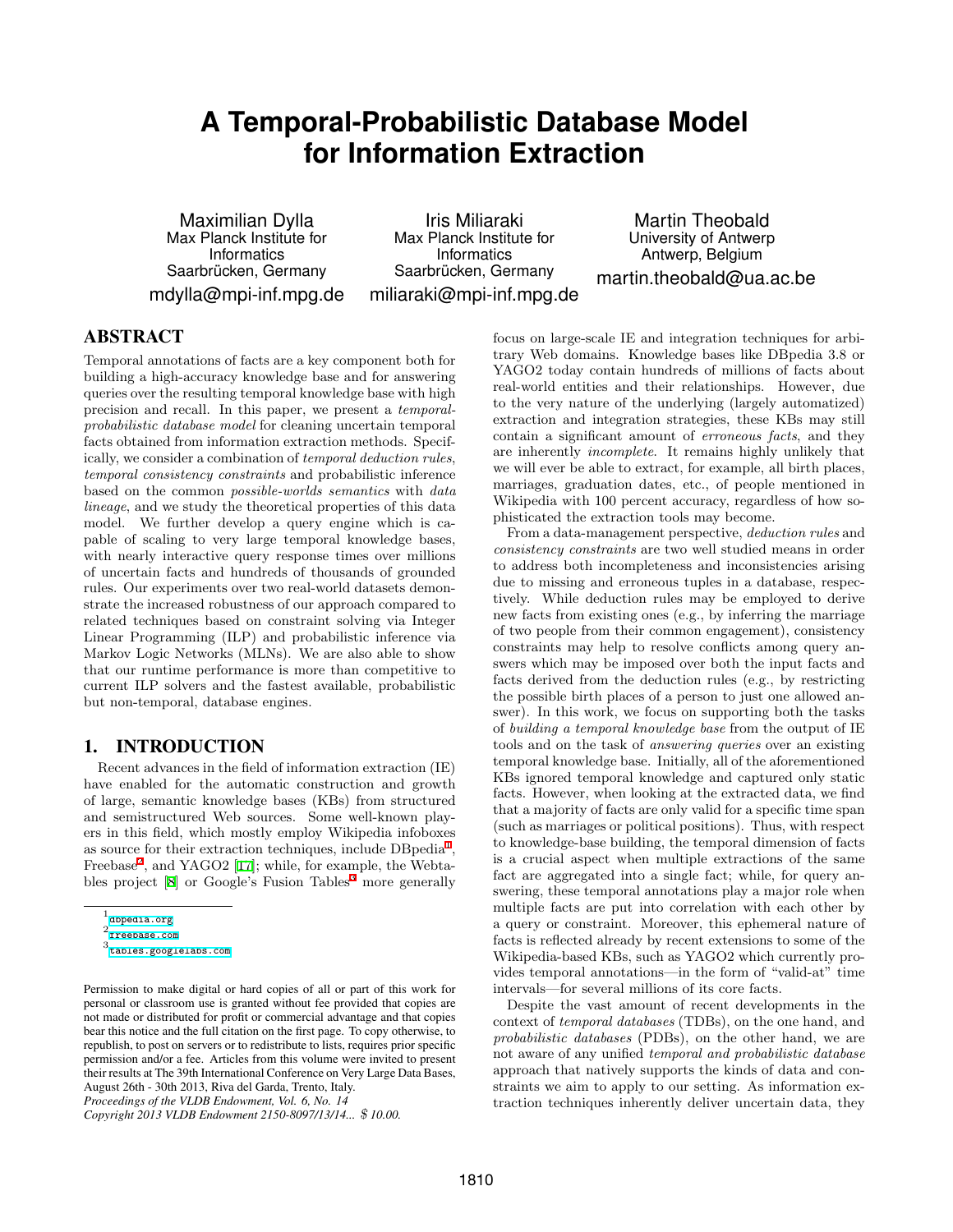# A Temporal-Probabilistic Database Model for Information Extraction

Maximilian Dylla
Max Planck Institute for Informatics
Saarbrücken, Germany
mdylla@mpi-inf.mpg.de

Iris Miliaraki
Max Planck Institute for Informatics
Saarbrücken, Germany
miliaraki@mpi-inf.mpg.de

Martin Theobald
University of Antwerp
Antwerp, Belgium
martin.theobald@ua.ac.be

## ABSTRACT

Temporal annotations of facts are a key component both for building a high-accuracy knowledge base and for answering queries over the resulting temporal knowledge base with high precision and recall. In this paper, we present a *temporal-probabilistic database model* for cleaning uncertain temporal facts obtained from information extraction methods. Specifically, we consider a combination of *temporal deduction rules*, *temporal consistency constraints* and probabilistic inference based on the common *possible-worlds semantics* with *data lineage*, and we study the theoretical properties of this data model. We further develop a query engine which is capable of scaling to very large temporal knowledge bases, with nearly interactive query response times over millions of uncertain facts and hundreds of thousands of grounded rules. Our experiments over two real-world datasets demonstrate the increased robustness of our approach compared to related techniques based on constraint solving via Integer Linear Programming (ILP) and probabilistic inference via Markov Logic Networks (MLNs). We are also able to show that our runtime performance is more than competitive to current ILP solvers and the fastest available, probabilistic but non-temporal, database engines.

## 1. INTRODUCTION

Recent advances in the field of information extraction (IE) have enabled for the automatic construction and growth of large, semantic knowledge bases (KBs) from structured and semistructured Web sources. Some well-known players in this field, which mostly employ Wikipedia infoboxes as source for their extraction techniques, include DBpedia[1], Freebase[2], and YAGO2 [17]; while, for example, the Webtables project [8] or Google's Fusion Tables[3] more generally focus on large-scale IE and integration techniques for arbitrary Web domains. Knowledge bases like DBpedia 3.8 or YAGO2 today contain hundreds of millions of facts about real-world entities and their relationships. However, due to the very nature of the underlying (largely automatized) extraction and integration strategies, these KBs may still contain a significant amount of *erroneous facts*, and they are inherently *incomplete*. It remains highly unlikely that we will ever be able to extract, for example, all birth places, marriages, graduation dates, etc., of people mentioned in Wikipedia with 100 percent accuracy, regardless of how sophisticated the extraction tools may become.

From a data-management perspective, *deduction rules* and *consistency constraints* are two well studied means in order to address both incompleteness and inconsistencies arising due to missing and erroneous tuples in a database, respectively. While deduction rules may be employed to derive new facts from existing ones (e.g., by inferring the marriage of two people from their common engagement), consistency constraints may help to resolve conflicts among query answers which may be imposed over both the input facts and facts derived from the deduction rules (e.g., by restricting the possible birth places of a person to just one allowed answer). In this work, we focus on supporting both the tasks of *building a temporal knowledge base* from the output of IE tools and on the task of *answering queries* over an existing temporal knowledge base. Initially, all of the aforementioned KBs ignored temporal knowledge and captured only static facts. However, when looking at the extracted data, we find that a majority of facts are only valid for a specific time span (such as marriages or political positions). Thus, with respect to knowledge-base building, the temporal dimension of facts is a crucial aspect when multiple extractions of the same fact are aggregated into a single fact; while, for query answering, these temporal annotations play a major role when multiple facts are put into correlation with each other by a query or constraint. Moreover, this ephemeral nature of facts is reflected already by recent extensions to some of the Wikipedia-based KBs, such as YAGO2 which currently provides temporal annotations—in the form of "valid-at" time intervals—for several millions of its core facts.

Despite the vast amount of recent developments in the context of *temporal databases* (TDBs), on the one hand, and *probabilistic databases* (PDBs), on the other hand, we are not aware of any unified *temporal and probabilistic database* approach that natively supports the kinds of data and constraints we aim to apply to our setting. As information extraction techniques inherently deliver uncertain data, they

[1] dbpedia.org
[2] freebase.com
[3] tables.googlelabs.com

Permission to make digital or hard copies of all or part of this work for personal or classroom use is granted without fee provided that copies are not made or distributed for profit or commercial advantage and that copies bear this notice and the full citation on the first page. To copy otherwise, to republish, to post on servers or to redistribute to lists, requires prior specific permission and/or a fee. Articles from this volume were invited to present their results at The 39th International Conference on Very Large Data Bases, August 26th - 30th 2013, Riva del Garda, Trento, Italy.
*Proceedings of the VLDB Endowment, Vol. 6, No. 14*
*Copyright 2013 VLDB Endowment 2150-8097/13/14... $ 10.00.*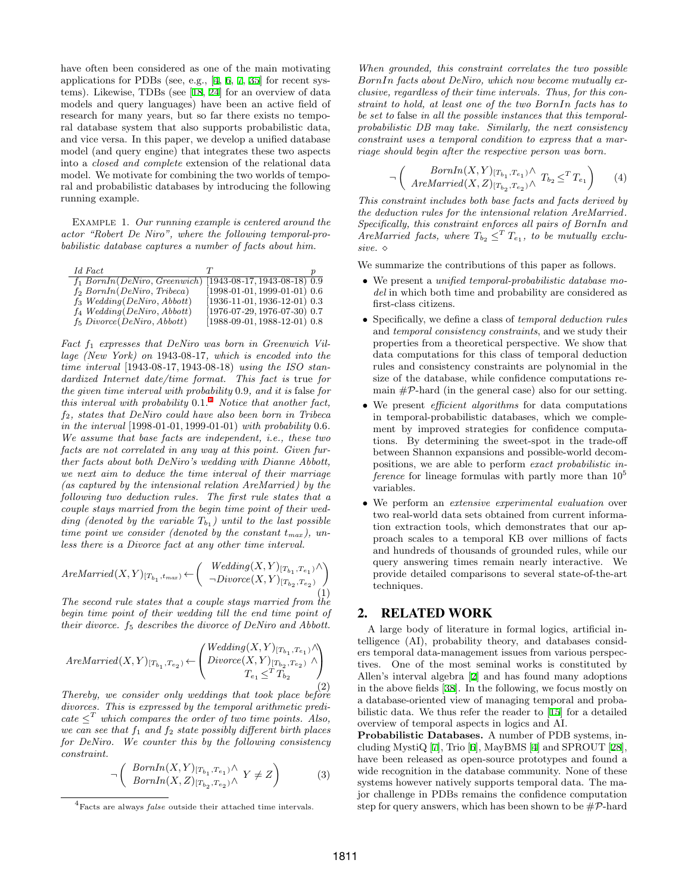have often been considered as one of the main motivating applications for PDBs (see, e.g., [4, 6, 7, 35] for recent systems). Likewise, TDBs (see [18, 24] for an overview of data models and query languages) have been an active field of research for many years, but so far there exists no temporal database system that also supports probabilistic data, and vice versa. In this paper, we develop a unified database model (and query engine) that integrates these two aspects into a *closed and complete* extension of the relational data model. We motivate for combining the two worlds of temporal and probabilistic databases by introducing the following running example.

EXAMPLE 1. *Our running example is centered around the actor "Robert De Niro", where the following temporal-probabilistic database captures a number of facts about him.*

| *Id Fact* | *T* | *p* |
|---|---|---|
| $f_1$ *BornIn*(*DeNiro*, *Greenwich*) | [1943-08-17, 1943-08-18) | 0.9 |
| $f_2$ *BornIn*(*DeNiro*, *Tribeca*) | [1998-01-01, 1999-01-01) | 0.6 |
| $f_3$ *Wedding*(*DeNiro*, *Abbott*) | [1936-11-01, 1936-12-01) | 0.3 |
| $f_4$ *Wedding*(*DeNiro*, *Abbott*) | [1976-07-29, 1976-07-30) | 0.7 |
| $f_5$ *Divorce*(*DeNiro*, *Abbott*) | [1988-09-01, 1988-12-01) | 0.8 |

*Fact $f_1$ expresses that DeNiro was born in Greenwich Village (New York) on* 1943-08-17*, which is encoded into the time interval* [1943-08-17, 1943-08-18) *using the ISO standardized Internet date/time format. This fact is* true *for the given time interval with probability* 0.9*, and it is* false *for this interval with probability* 0.1.[4] *Notice that another fact, $f_2$, states that DeNiro could have also been born in Tribeca in the interval* [1998-01-01, 1999-01-01) *with probability* 0.6*. We assume that base facts are independent, i.e., these two facts are not correlated in any way at this point. Given further facts about both DeNiro's wedding with Dianne Abbott, we next aim to deduce the time interval of their marriage (as captured by the intensional relation AreMarried) by the following two deduction rules. The first rule states that a couple stays married from the begin time point of their wedding (denoted by the variable $T_{b_1}$) until to the last possible time point we consider (denoted by the constant $t_{max}$), unless there is a Divorce fact at any other time interval.*

$$AreMarried(X,Y)_{[T_{b_1},t_{max})} \leftarrow \begin{pmatrix} Wedding(X,Y)_{[T_{b_1},T_{e_1})} \wedge \\ \neg Divorce(X,Y)_{[T_{b_2},T_{e_2})} \end{pmatrix} \tag{1}$$

*The second rule states that a couple stays married from the begin time point of their wedding till the end time point of their divorce. $f_5$ describes the divorce of DeNiro and Abbott.*

$$AreMarried(X,Y)_{[T_{b_1},T_{e_2})} \leftarrow \begin{pmatrix} Wedding(X,Y)_{[T_{b_1},T_{e_1})} \wedge \\ Divorce(X,Y)_{[T_{b_2},T_{e_2})} \wedge \\ T_{e_1} \leq^T T_{b_2} \end{pmatrix} \tag{2}$$

*Thereby, we consider only weddings that took place before divorces. This is expressed by the temporal arithmetic predicate $\leq^T$ which compares the order of two time points. Also, we can see that $f_1$ and $f_2$ state possibly different birth places for DeNiro. We counter this by the following consistency constraint.*

$$\neg \begin{pmatrix} BornIn(X,Y)_{[T_{b_1},T_{e_1})} \wedge \\ BornIn(X,Z)_{[T_{b_2},T_{e_2})} \wedge \end{pmatrix} Y \neq Z \tag{3}$$

[4] Facts are always *false* outside their attached time intervals.

*When grounded, this constraint correlates the two possible BornIn facts about DeNiro, which now become mutually exclusive, regardless of their time intervals. Thus, for this constraint to hold, at least one of the two BornIn facts has to be set to* false *in all the possible instances that this temporal-probabilistic DB may take. Similarly, the next consistency constraint uses a temporal condition to express that a marriage should begin after the respective person was born.*

$$\neg \begin{pmatrix} BornIn(X,Y)_{[T_{b_1},T_{e_1})} \wedge \\ AreMarried(X,Z)_{[T_{b_2},T_{e_2})} \wedge \end{pmatrix} T_{b_2} \leq^T T_{e_1} \tag{4}$$

*This constraint includes both base facts and facts derived by the deduction rules for the intensional relation AreMarried. Specifically, this constraint enforces all pairs of BornIn and AreMarried facts, where $T_{b_2} \leq^T T_{e_1}$, to be mutually exclusive.* ⋄

We summarize the contributions of this paper as follows.

- We present a *unified temporal-probabilistic database model* in which both time and probability are considered as first-class citizens.
- Specifically, we define a class of *temporal deduction rules* and *temporal consistency constraints*, and we study their properties from a theoretical perspective. We show that data computations for this class of temporal deduction rules and consistency constraints are polynomial in the size of the database, while confidence computations remain $\#\mathcal{P}$-hard (in the general case) also for our setting.
- We present *efficient algorithms* for data computations in temporal-probabilistic databases, which we complement by improved strategies for confidence computations. By determining the sweet-spot in the trade-off between Shannon expansions and possible-world decompositions, we are able to perform *exact probabilistic inference* for lineage formulas with partly more than $10^5$ variables.
- We perform an *extensive experimental evaluation* over two real-world data sets obtained from current information extraction tools, which demonstrates that our approach scales to a temporal KB over millions of facts and hundreds of thousands of grounded rules, while our query answering times remain nearly interactive. We provide detailed comparisons to several state-of-the-art techniques.

## 2. RELATED WORK

A large body of literature in formal logics, artificial intelligence (AI), probability theory, and databases considers temporal data-management issues from various perspectives. One of the most seminal works is constituted by Allen's interval algebra [2] and has found many adoptions in the above fields [38]. In the following, we focus mostly on a database-oriented view of managing temporal and probabilistic data. We thus refer the reader to [15] for a detailed overview of temporal aspects in logics and AI.

**Probabilistic Databases.** A number of PDB systems, including MystiQ [7], Trio [6], MayBMS [4] and SPROUT [28], have been released as open-source prototypes and found a wide recognition in the database community. None of these systems however natively supports temporal data. The major challenge in PDBs remains the confidence computation step for query answers, which has been shown to be $\#\mathcal{P}$-hard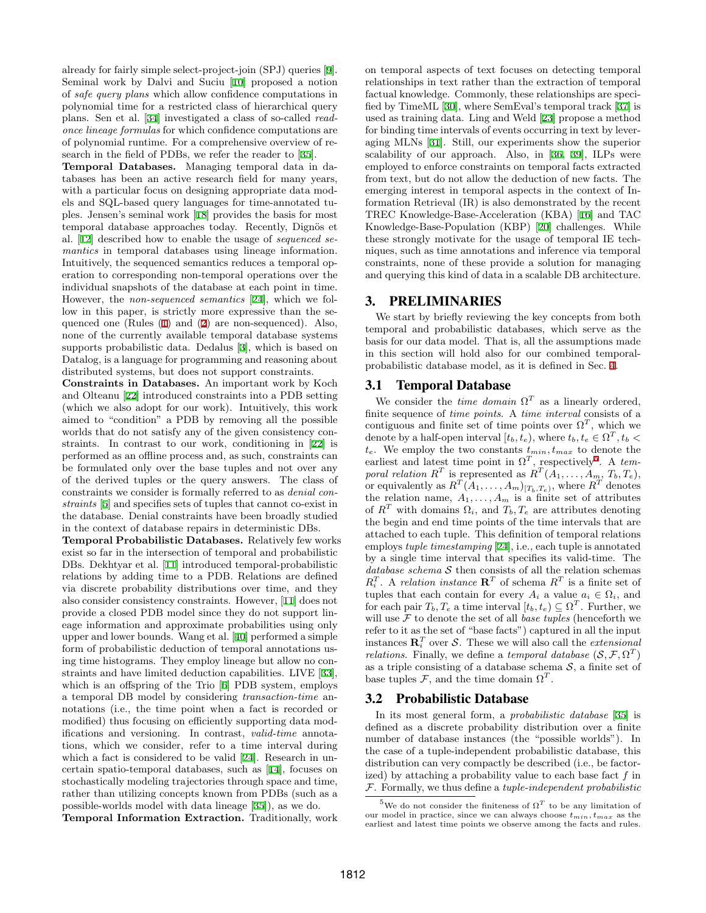already for fairly simple select-project-join (SPJ) queries [9]. Seminal work by Dalvi and Suciu [10] proposed a notion of *safe query plans* which allow confidence computations in polynomial time for a restricted class of hierarchical query plans. Sen et al. [34] investigated a class of so-called *read-once lineage formulas* for which confidence computations are of polynomial runtime. For a comprehensive overview of research in the field of PDBs, we refer the reader to [35].

**Temporal Databases.** Managing temporal data in databases has been an active research field for many years, with a particular focus on designing appropriate data models and SQL-based query languages for time-annotated tuples. Jensen's seminal work [18] provides the basis for most temporal database approaches today. Recently, Dignös et al. [12] described how to enable the usage of *sequenced semantics* in temporal databases using lineage information. Intuitively, the sequenced semantics reduces a temporal operation to corresponding non-temporal operations over the individual snapshots of the database at each point in time. However, the *non-sequenced semantics* [24], which we follow in this paper, is strictly more expressive than the sequenced one (Rules (1) and (2) are non-sequenced). Also, none of the currently available temporal database systems supports probabilistic data. Dedalus [3], which is based on Datalog, is a language for programming and reasoning about distributed systems, but does not support constraints.

**Constraints in Databases.** An important work by Koch and Olteanu [22] introduced constraints into a PDB setting (which we also adopt for our work). Intuitively, this work aimed to "condition" a PDB by removing all the possible worlds that do not satisfy any of the given consistency constraints. In contrast to our work, conditioning in [22] is performed as an offline process and, as such, constraints can be formulated only over the base tuples and not over any of the derived tuples or the query answers. The class of constraints we consider is formally referred to as *denial constraints* [5] and specifies sets of tuples that cannot co-exist in the database. Denial constraints have been broadly studied in the context of database repairs in deterministic DBs.

**Temporal Probabilistic Databases.** Relatively few works exist so far in the intersection of temporal and probabilistic DBs. Dekhtyar et al. [11] introduced temporal-probabilistic relations by adding time to a PDB. Relations are defined via discrete probability distributions over time, and they also consider consistency constraints. However, [11] does not provide a closed PDB model since they do not support lineage information and approximate probabilities using only upper and lower bounds. Wang et al. [40] performed a simple form of probabilistic deduction of temporal annotations using time histograms. They employ lineage but allow no constraints and have limited deduction capabilities. LIVE [33], which is an offspring of the Trio [6] PDB system, employs a temporal DB model by considering *transaction-time* annotations (i.e., the time point when a fact is recorded or modified) thus focusing on efficiently supporting data modifications and versioning. In contrast, *valid-time* annotations, which we consider, refer to a time interval during which a fact is considered to be valid [24]. Research in uncertain spatio-temporal databases, such as [14], focuses on stochastically modeling trajectories through space and time, rather than utilizing concepts known from PDBs (such as a possible-worlds model with data lineage [35]), as we do.

**Temporal Information Extraction.** Traditionally, work on temporal aspects of text focuses on detecting temporal relationships in text rather than the extraction of temporal factual knowledge. Commonly, these relationships are specified by TimeML [30], where SemEval's temporal track [37] is used as training data. Ling and Weld [23] propose a method for binding time intervals of events occurring in text by leveraging MLNs [31]. Still, our experiments show the superior scalability of our approach. Also, in [36, 39], ILPs were employed to enforce constraints on temporal facts extracted from text, but do not allow the deduction of new facts. The emerging interest in temporal aspects in the context of Information Retrieval (IR) is also demonstrated by the recent TREC Knowledge-Base-Acceleration (KBA) [16] and TAC Knowledge-Base-Population (KBP) [20] challenges. While these strongly motivate for the usage of temporal IE techniques, such as time annotations and inference via temporal constraints, none of these provide a solution for managing and querying this kind of data in a scalable DB architecture.

# 3. PRELIMINARIES

We start by briefly reviewing the key concepts from both temporal and probabilistic databases, which serve as the basis for our data model. That is, all the assumptions made in this section will hold also for our combined temporal-probabilistic database model, as it is defined in Sec. 4.

## 3.1 Temporal Database

We consider the *time domain* $\Omega^T$ as a linearly ordered, finite sequence of *time points*. A *time interval* consists of a contiguous and finite set of time points over $\Omega^T$, which we denote by a half-open interval $[t_b, t_e)$, where $t_b, t_e \in \Omega^T, t_b < t_e$. We employ the two constants $t_{min}, t_{max}$ to denote the earliest and latest time point in $\Omega^T$, respectively[5]. A *temporal relation* $R^T$ is represented as $R^T(A_1, \ldots, A_m, T_b, T_e)$, or equivalently as $R^T(A_1, \ldots, A_m)_{[T_b, T_e)}$, where $R^T$ denotes the relation name, $A_1, \ldots, A_m$ is a finite set of attributes of $R^T$ with domains $\Omega_i$, and $T_b, T_e$ are attributes denoting the begin and end time points of the time intervals that are attached to each tuple. This definition of temporal relations employs *tuple timestamping* [24], i.e., each tuple is annotated by a single time interval that specifies its valid-time. The *database schema* $\mathcal{S}$ then consists of all the relation schemas $R_i^T$. A *relation instance* $\mathbf{R}^T$ of schema $R^T$ is a finite set of tuples that each contain for every $A_i$ a value $a_i \in \Omega_i$, and for each pair $T_b, T_e$ a time interval $[t_b, t_e) \subseteq \Omega^T$. Further, we will use $\mathcal{F}$ to denote the set of all *base tuples* (henceforth we refer to it as the set of "base facts") captured in all the input instances $\mathbf{R}_i^T$ over $\mathcal{S}$. These we will also call the *extensional relations*. Finally, we define a *temporal database* $(\mathcal{S}, \mathcal{F}, \Omega^T)$ as a triple consisting of a database schema $\mathcal{S}$, a finite set of base tuples $\mathcal{F}$, and the time domain $\Omega^T$.

## 3.2 Probabilistic Database

In its most general form, a *probabilistic database* [35] is defined as a discrete probability distribution over a finite number of database instances (the "possible worlds"). In the case of a tuple-independent probabilistic database, this distribution can very compactly be described (i.e., be factorized) by attaching a probability value to each base fact $f$ in $\mathcal{F}$. Formally, we thus define a *tuple-independent probabilistic*

[5] We do not consider the finiteness of $\Omega^T$ to be any limitation of our model in practice, since we can always choose $t_{min}, t_{max}$ as the earliest and latest time points we observe among the facts and rules.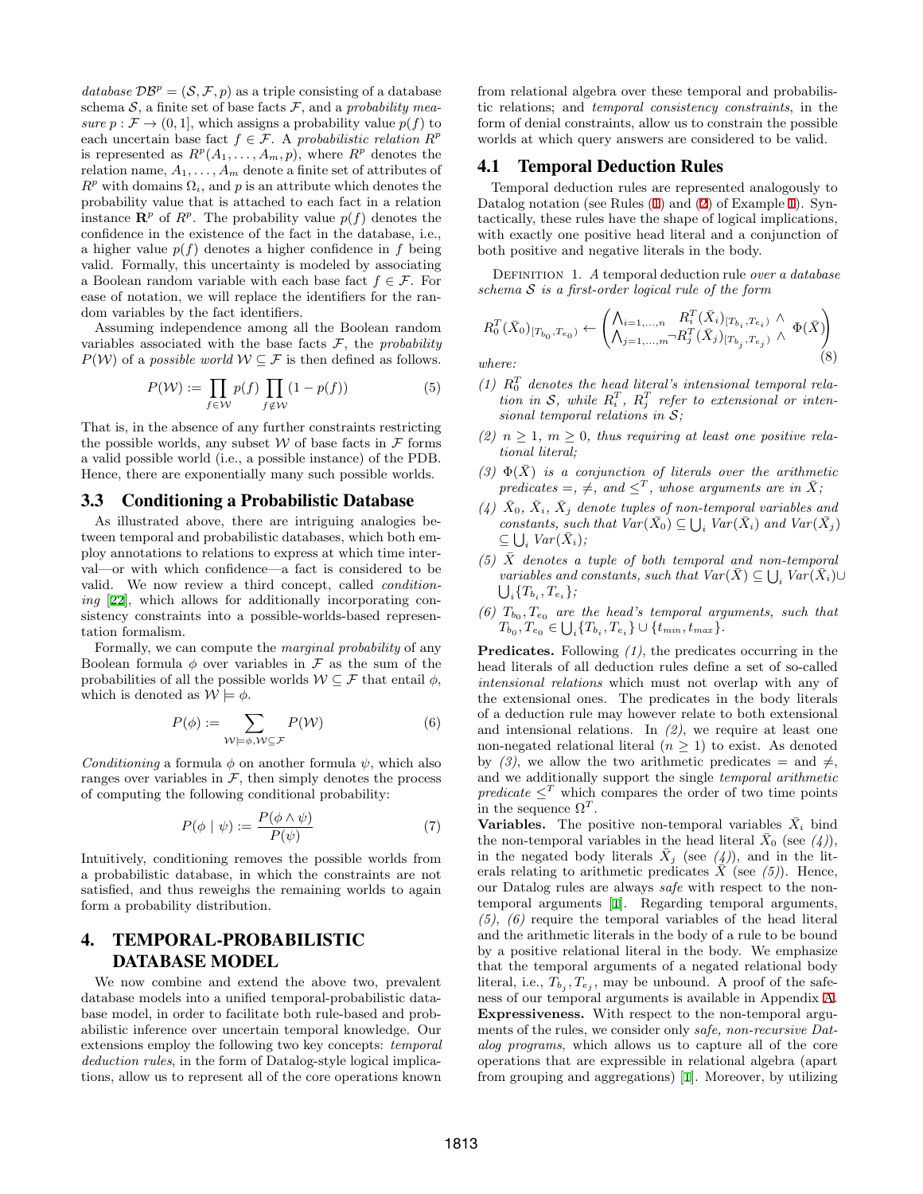*database* $\mathcal{DB}^p = (\mathcal{S}, \mathcal{F}, p)$ as a triple consisting of a database schema $\mathcal{S}$, a finite set of base facts $\mathcal{F}$, and a *probability measure* $p : \mathcal{F} \rightarrow (0, 1]$, which assigns a probability value $p(f)$ to each uncertain base fact $f \in \mathcal{F}$. A *probabilistic relation* $R^p$ is represented as $R^p(A_1, \ldots, A_m, p)$, where $R^p$ denotes the relation name, $A_1, \ldots, A_m$ denote a finite set of attributes of $R^p$ with domains $\Omega_i$, and $p$ is an attribute which denotes the probability value that is attached to each fact in a relation instance $\mathbf{R}^p$ of $R^p$. The probability value $p(f)$ denotes the confidence in the existence of the fact in the database, i.e., a higher value $p(f)$ denotes a higher confidence in $f$ being valid. Formally, this uncertainty is modeled by associating a Boolean random variable with each base fact $f \in \mathcal{F}$. For ease of notation, we will replace the identifiers for the random variables by the fact identifiers.

Assuming independence among all the Boolean random variables associated with the base facts $\mathcal{F}$, the *probability* $P(\mathcal{W})$ of a *possible world* $\mathcal{W} \subseteq \mathcal{F}$ is then defined as follows.

$$P(\mathcal{W}) := \prod_{f \in \mathcal{W}} p(f) \prod_{f \notin \mathcal{W}} (1 - p(f)) \tag{5}$$

That is, in the absence of any further constraints restricting the possible worlds, any subset $\mathcal{W}$ of base facts in $\mathcal{F}$ forms a valid possible world (i.e., a possible instance) of the PDB. Hence, there are exponentially many such possible worlds.

## 3.3 Conditioning a Probabilistic Database

As illustrated above, there are intriguing analogies between temporal and probabilistic databases, which both employ annotations to relations to express at which time interval—or with which confidence—a fact is considered to be valid. We now review a third concept, called *conditioning* [22], which allows for additionally incorporating consistency constraints into a possible-worlds-based representation formalism.

Formally, we can compute the *marginal probability* of any Boolean formula $\phi$ over variables in $\mathcal{F}$ as the sum of the probabilities of all the possible worlds $\mathcal{W} \subseteq \mathcal{F}$ that entail $\phi$, which is denoted as $\mathcal{W} \models \phi$.

$$P(\phi) := \sum_{\mathcal{W} \models \phi, \mathcal{W} \subseteq \mathcal{F}} P(\mathcal{W}) \tag{6}$$

*Conditioning* a formula $\phi$ on another formula $\psi$, which also ranges over variables in $\mathcal{F}$, then simply denotes the process of computing the following conditional probability:

$$P(\phi \mid \psi) := \frac{P(\phi \wedge \psi)}{P(\psi)} \tag{7}$$

Intuitively, conditioning removes the possible worlds from a probabilistic database, in which the constraints are not satisfied, and thus reweighs the remaining worlds to again form a probability distribution.

# 4. TEMPORAL-PROBABILISTIC DATABASE MODEL

We now combine and extend the above two, prevalent database models into a unified temporal-probabilistic database model, in order to facilitate both rule-based and probabilistic inference over uncertain temporal knowledge. Our extensions employ the following two key concepts: *temporal deduction rules*, in the form of Datalog-style logical implications, allow us to represent all of the core operations known from relational algebra over these temporal and probabilistic relations; and *temporal consistency constraints*, in the form of denial constraints, allow us to constrain the possible worlds at which query answers are considered to be valid.

## 4.1 Temporal Deduction Rules

Temporal deduction rules are represented analogously to Datalog notation (see Rules (1) and (2) of Example 1). Syntactically, these rules have the shape of logical implications, with exactly one positive head literal and a conjunction of both positive and negative literals in the body.

Definition 1. *A* temporal deduction rule *over a database schema $\mathcal{S}$ is a first-order logical rule of the form*

$$R_0^T(\bar{X}_0)_{[T_{b_0}, T_{e_0})} \leftarrow \left( \begin{array}{l} \bigwedge_{i=1,\ldots,n} \quad R_i^T(\bar{X}_i)_{[T_{b_i}, T_{e_i})} \; \wedge \\ \bigwedge_{j=1,\ldots,m} \neg R_j^T(\bar{X}_j)_{[T_{b_j}, T_{e_j})} \; \wedge \end{array} \Phi(\bar{X}) \right) \tag{8}$$

*where:*

*(1) $R_0^T$ denotes the head literal's intensional temporal relation in $\mathcal{S}$, while $R_i^T$, $R_j^T$ refer to extensional or intensional temporal relations in $\mathcal{S}$;*

*(2) $n \geq 1$, $m \geq 0$, thus requiring at least one positive relational literal;*

*(3) $\Phi(\bar{X})$ is a conjunction of literals over the arithmetic predicates $=$, $\neq$, and $\leq^T$, whose arguments are in $\bar{X}$;*

*(4) $\bar{X}_0$, $\bar{X}_i$, $\bar{X}_j$ denote tuples of non-temporal variables and constants, such that $Var(\bar{X}_0) \subseteq \bigcup_i Var(\bar{X}_i)$ and $Var(\bar{X}_j) \subseteq \bigcup_i Var(\bar{X}_i)$;*

*(5) $\bar{X}$ denotes a tuple of both temporal and non-temporal variables and constants, such that $Var(\bar{X}) \subseteq \bigcup_i Var(\bar{X}_i) \cup \bigcup_i \{T_{b_i}, T_{e_i}\}$;*

*(6) $T_{b_0}, T_{e_0}$ are the head's temporal arguments, such that $T_{b_0}, T_{e_0} \in \bigcup_i \{T_{b_i}, T_{e_i}\} \cup \{t_{min}, t_{max}\}$.*

**Predicates.** Following *(1)*, the predicates occurring in the head literals of all deduction rules define a set of so-called *intensional relations* which must not overlap with any of the extensional ones. The predicates in the body literals of a deduction rule may however relate to both extensional and intensional relations. In *(2)*, we require at least one non-negated relational literal ($n \geq 1$) to exist. As denoted by *(3)*, we allow the two arithmetic predicates $=$ and $\neq$, and we additionally support the single *temporal arithmetic predicate* $\leq^T$ which compares the order of two time points in the sequence $\Omega^T$.

**Variables.** The positive non-temporal variables $\bar{X}_i$ bind the non-temporal variables in the head literal $\bar{X}_0$ (see *(4)*), in the negated body literals $\bar{X}_j$ (see *(4)*), and in the literals relating to arithmetic predicates $\bar{X}$ (see *(5)*). Hence, our Datalog rules are always *safe* with respect to the non-temporal arguments [1]. Regarding temporal arguments, *(5)*, *(6)* require the temporal variables of the head literal and the arithmetic literals in the body of a rule to be bound by a positive relational literal in the body. We emphasize that the temporal arguments of a negated relational body literal, i.e., $T_{b_j}, T_{e_j}$, may be unbound. A proof of the safeness of our temporal arguments is available in Appendix A.

**Expressiveness.** With respect to the non-temporal arguments of the rules, we consider only *safe, non-recursive Datalog programs*, which allows us to capture all of the core operations that are expressible in relational algebra (apart from grouping and aggregations) [1]. Moreover, by utilizing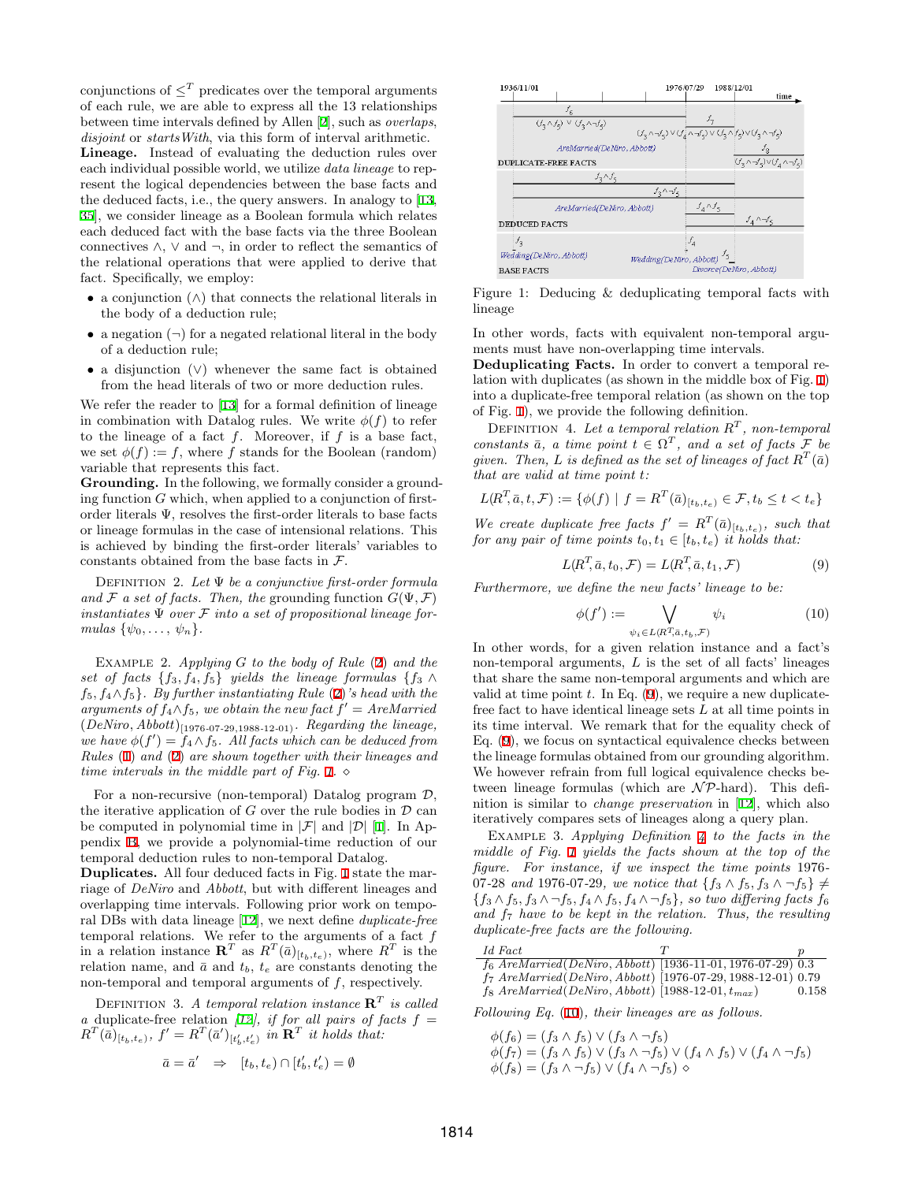conjunctions of $\leq^T$ predicates over the temporal arguments of each rule, we are able to express all the 13 relationships between time intervals defined by Allen [2], such as *overlaps*, *disjoint* or *startsWith*, via this form of interval arithmetic.

**Lineage.** Instead of evaluating the deduction rules over each individual possible world, we utilize *data lineage* to represent the logical dependencies between the base facts and the deduced facts, i.e., the query answers. In analogy to [13, 35], we consider lineage as a Boolean formula which relates each deduced fact with the base facts via the three Boolean connectives $\wedge$, $\vee$ and $\neg$, in order to reflect the semantics of the relational operations that were applied to derive that fact. Specifically, we employ:

- a conjunction ($\wedge$) that connects the relational literals in the body of a deduction rule;
- a negation ($\neg$) for a negated relational literal in the body of a deduction rule;
- a disjunction ($\vee$) whenever the same fact is obtained from the head literals of two or more deduction rules.

We refer the reader to [13] for a formal definition of lineage in combination with Datalog rules. We write $\phi(f)$ to refer to the lineage of a fact $f$. Moreover, if $f$ is a base fact, we set $\phi(f) := f$, where $f$ stands for the Boolean (random) variable that represents this fact.

**Grounding.** In the following, we formally consider a grounding function $G$ which, when applied to a conjunction of first-order literals $\Psi$, resolves the first-order literals to base facts or lineage formulas in the case of intensional relations. This is achieved by binding the first-order literals' variables to constants obtained from the base facts in $\mathcal{F}$.

Definition 2. *Let $\Psi$ be a conjunctive first-order formula and $\mathcal{F}$ a set of facts. Then, the grounding function $G(\Psi, \mathcal{F})$ instantiates $\Psi$ over $\mathcal{F}$ into a set of propositional lineage formulas $\{\psi_0, \ldots, \psi_n\}$.*

Example 2. *Applying $G$ to the body of Rule (2) and the set of facts $\{f_3, f_4, f_5\}$ yields the lineage formulas $\{f_3 \wedge f_5, f_4 \wedge f_5\}$. By further instantiating Rule (2)'s head with the arguments of $f_4 \wedge f_5$, we obtain the new fact $f' = AreMarried(DeNiro, Abbott)_{[1976\text{-}07\text{-}29,1988\text{-}12\text{-}01)}$. Regarding the lineage, we have $\phi(f') = f_4 \wedge f_5$. All facts which can be deduced from Rules (1) and (2) are shown together with their lineages and time intervals in the middle part of Fig. 1.* $\diamond$

For a non-recursive (non-temporal) Datalog program $\mathcal{D}$, the iterative application of $G$ over the rule bodies in $\mathcal{D}$ can be computed in polynomial time in $|\mathcal{F}|$ and $|\mathcal{D}|$ [1]. In Appendix B, we provide a polynomial-time reduction of our temporal deduction rules to non-temporal Datalog.

**Duplicates.** All four deduced facts in Fig. 1 state the marriage of *DeNiro* and *Abbott*, but with different lineages and overlapping time intervals. Following prior work on temporal DBs with data lineage [12], we next define *duplicate-free* temporal relations. We refer to the arguments of a fact $f$ in a relation instance $\mathbf{R}^T$ as $R^T(\bar{a})_{[t_b,t_e)}$, where $R^T$ is the relation name, and $\bar{a}$ and $t_b$, $t_e$ are constants denoting the non-temporal and temporal arguments of $f$, respectively.

Definition 3. *A temporal relation instance $\mathbf{R}^T$ is called a* duplicate-free relation *[12], if for all pairs of facts $f = R^T(\bar{a})_{[t_b,t_e)}$, $f' = R^T(\bar{a}')_{[t'_b,t'_e)}$ in $\mathbf{R}^T$ it holds that:*

$$\bar{a} = \bar{a}' \quad \Rightarrow \quad [t_b, t_e) \cap [t'_b, t'_e) = \emptyset$$

Figure 1: Deducing & deduplicating temporal facts with lineage

In other words, facts with equivalent non-temporal arguments must have non-overlapping time intervals.

**Deduplicating Facts.** In order to convert a temporal relation with duplicates (as shown in the middle box of Fig. 1) into a duplicate-free temporal relation (as shown on the top of Fig. 1), we provide the following definition.

Definition 4. *Let a temporal relation $R^T$, non-temporal constants $\bar{a}$, a time point $t \in \Omega^T$, and a set of facts $\mathcal{F}$ be given. Then, $L$ is defined as the set of lineages of fact $R^T(\bar{a})$ that are valid at time point $t$:*

$$L(R^T, \bar{a}, t, \mathcal{F}) := \{\phi(f) \mid f = R^T(\bar{a})_{[t_b,t_e)} \in \mathcal{F}, t_b \leq t < t_e\}$$

*We create duplicate free facts $f' = R^T(\bar{a})_{[t_b,t_e)}$, such that for any pair of time points $t_0, t_1 \in [t_b, t_e)$ it holds that:*

$$L(R^T, \bar{a}, t_0, \mathcal{F}) = L(R^T, \bar{a}, t_1, \mathcal{F}) \tag{9}$$

*Furthermore, we define the new facts' lineage to be:*

$$\phi(f') := \bigvee_{\psi_i \in L(R^T, \bar{a}, t_b, \mathcal{F})} \psi_i \tag{10}$$

In other words, for a given relation instance and a fact's non-temporal arguments, $L$ is the set of all facts' lineages that share the same non-temporal arguments and which are valid at time point $t$. In Eq. (9), we require a new duplicate-free fact to have identical lineage sets $L$ at all time points in its time interval. We remark that for the equality check of Eq. (9), we focus on syntactical equivalence checks between the lineage formulas obtained from our grounding algorithm. We however refrain from full logical equivalence checks between lineage formulas (which are $\mathcal{NP}$-hard). This definition is similar to *change preservation* in [12], which also iteratively compares sets of lineages along a query plan.

Example 3. *Applying Definition 4 to the facts in the middle of Fig. 1 yields the facts shown at the top of the figure. For instance, if we inspect the time points 1976-07-28 and 1976-07-29, we notice that $\{f_3 \wedge f_5, f_3 \wedge \neg f_5\} \neq \{f_3 \wedge f_5, f_3 \wedge \neg f_5, f_4 \wedge f_5, f_4 \wedge \neg f_5\}$, so two differing facts $f_6$ and $f_7$ have to be kept in the relation. Thus, the resulting duplicate-free facts are the following.*

| *Id* | *Fact* | $T$ | $p$ |
|---|---|---|---|
| $f_6$ | *AreMarried(DeNiro, Abbott)* | [1936-11-01, 1976-07-29) | 0.3 |
| $f_7$ | *AreMarried(DeNiro, Abbott)* | [1976-07-29, 1988-12-01) | 0.79 |
| $f_8$ | *AreMarried(DeNiro, Abbott)* | [1988-12-01, $t_{max}$) | 0.158 |

*Following Eq. (10), their lineages are as follows.*

$$\phi(f_6) = (f_3 \wedge f_5) \vee (f_3 \wedge \neg f_5)$$
$$\phi(f_7) = (f_3 \wedge f_5) \vee (f_3 \wedge \neg f_5) \vee (f_4 \wedge f_5) \vee (f_4 \wedge \neg f_5)$$
$$\phi(f_8) = (f_3 \wedge \neg f_5) \vee (f_4 \wedge \neg f_5) \ \diamond$$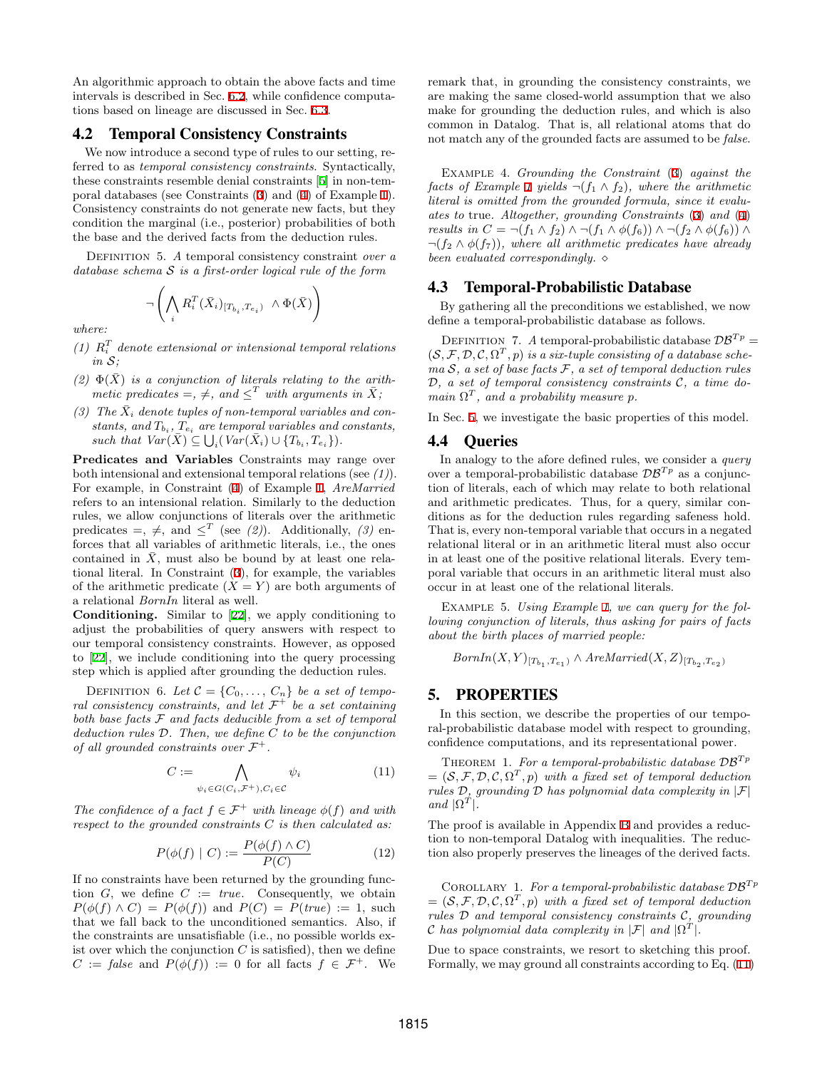An algorithmic approach to obtain the above facts and time intervals is described in Sec. 6.2, while confidence computations based on lineage are discussed in Sec. 6.3.

### 4.2 Temporal Consistency Constraints

We now introduce a second type of rules to our setting, referred to as *temporal consistency constraints*. Syntactically, these constraints resemble denial constraints [5] in non-temporal databases (see Constraints (3) and (4) of Example 1). Consistency constraints do not generate new facts, but they condition the marginal (i.e., posterior) probabilities of both the base and the derived facts from the deduction rules.

Definition 5. *A* temporal consistency constraint *over a database schema $\mathcal{S}$ is a first-order logical rule of the form*

$$\neg\left(\bigwedge_i R_i^T(\bar{X}_i)_{[T_{b_i},T_{e_i})} \ \wedge \Phi(\bar{X})\right)$$

*where:*

*(1) $R_i^T$ denote extensional or intensional temporal relations in $\mathcal{S}$;*

*(2) $\Phi(\bar{X})$ is a conjunction of literals relating to the arithmetic predicates $=$, $\neq$, and $\leq^T$ with arguments in $\bar{X}$;*

*(3) The $\bar{X}_i$ denote tuples of non-temporal variables and constants, and $T_{b_i}$, $T_{e_i}$ are temporal variables and constants, such that $Var(\bar{X}) \subseteq \bigcup_i(Var(\bar{X}_i) \cup \{T_{b_i}, T_{e_i}\})$.*

**Predicates and Variables** Constraints may range over both intensional and extensional temporal relations (see *(1)*). For example, in Constraint (4) of Example 1, *AreMarried* refers to an intensional relation. Similarly to the deduction rules, we allow conjunctions of literals over the arithmetic predicates $=$, $\neq$, and $\leq^T$ (see *(2)*). Additionally, *(3)* enforces that all variables of arithmetic literals, i.e., the ones contained in $\bar{X}$, must also be bound by at least one relational literal. In Constraint (3), for example, the variables of the arithmetic predicate $(X = Y)$ are both arguments of a relational *BornIn* literal as well.

**Conditioning.** Similar to [22], we apply conditioning to adjust the probabilities of query answers with respect to our temporal consistency constraints. However, as opposed to [22], we include conditioning into the query processing step which is applied after grounding the deduction rules.

Definition 6. *Let $\mathcal{C} = \{C_0, \ldots, C_n\}$ be a set of temporal consistency constraints, and let $\mathcal{F}^+$ be a set containing both base facts $\mathcal{F}$ and facts deducible from a set of temporal deduction rules $\mathcal{D}$. Then, we define $C$ to be the conjunction of all grounded constraints over $\mathcal{F}^+$.*

$$C := \bigwedge_{\psi_i \in G(C_i,\mathcal{F}^+), C_i \in \mathcal{C}} \psi_i \tag{11}$$

*The confidence of a fact $f \in \mathcal{F}^+$ with lineage $\phi(f)$ and with respect to the grounded constraints $C$ is then calculated as:*

$$P(\phi(f) \mid C) := \frac{P(\phi(f) \wedge C)}{P(C)} \tag{12}$$

If no constraints have been returned by the grounding function $G$, we define $C := true$. Consequently, we obtain $P(\phi(f) \wedge C) = P(\phi(f))$ and $P(C) = P(true) := 1$, such that we fall back to the unconditioned semantics. Also, if the constraints are unsatisfiable (i.e., no possible worlds exist over which the conjunction $C$ is satisfied), then we define $C := false$ and $P(\phi(f)) := 0$ for all facts $f \in \mathcal{F}^+$. We remark that, in grounding the consistency constraints, we are making the same closed-world assumption that we also make for grounding the deduction rules, and which is also common in Datalog. That is, all relational atoms that do not match any of the grounded facts are assumed to be *false*.

Example 4. *Grounding the Constraint (3) against the facts of Example 1 yields $\neg(f_1 \wedge f_2)$, where the arithmetic literal is omitted from the grounded formula, since it evaluates to* true*. Altogether, grounding Constraints (3) and (4) results in $C = \neg(f_1 \wedge f_2) \wedge \neg(f_1 \wedge \phi(f_6)) \wedge \neg(f_2 \wedge \phi(f_6)) \wedge \neg(f_2 \wedge \phi(f_7))$, where all arithmetic predicates have already been evaluated correspondingly.* ⋄

### 4.3 Temporal-Probabilistic Database

By gathering all the preconditions we established, we now define a temporal-probabilistic database as follows.

Definition 7. *A temporal-probabilistic database $\mathcal{DB}^{Tp} = (\mathcal{S}, \mathcal{F}, \mathcal{D}, \mathcal{C}, \Omega^T, p)$ is a six-tuple consisting of a database schema $\mathcal{S}$, a set of base facts $\mathcal{F}$, a set of temporal deduction rules $\mathcal{D}$, a set of temporal consistency constraints $\mathcal{C}$, a time domain $\Omega^T$, and a probability measure $p$.*

In Sec. 5, we investigate the basic properties of this model.

### 4.4 Queries

In analogy to the afore defined rules, we consider a *query* over a temporal-probabilistic database $\mathcal{DB}^{Tp}$ as a conjunction of literals, each of which may relate to both relational and arithmetic predicates. Thus, for a query, similar conditions as for the deduction rules regarding safeness hold. That is, every non-temporal variable that occurs in a negated relational literal or in an arithmetic literal must also occur in at least one of the positive relational literals. Every temporal variable that occurs in an arithmetic literal must also occur in at least one of the relational literals.

Example 5. *Using Example 1, we can query for the following conjunction of literals, thus asking for pairs of facts about the birth places of married people:*

$$BornIn(X, Y)_{[T_{b_1},T_{e_1})} \wedge AreMarried(X, Z)_{[T_{b_2},T_{e_2})}$$

## 5. PROPERTIES

In this section, we describe the properties of our temporal-probabilistic database model with respect to grounding, confidence computations, and its representational power.

Theorem 1. *For a temporal-probabilistic database $\mathcal{DB}^{Tp} = (\mathcal{S}, \mathcal{F}, \mathcal{D}, \mathcal{C}, \Omega^T, p)$ with a fixed set of temporal deduction rules $\mathcal{D}$, grounding $\mathcal{D}$ has polynomial data complexity in $|\mathcal{F}|$ and $|\Omega^T|$.*

The proof is available in Appendix B and provides a reduction to non-temporal Datalog with inequalities. The reduction also properly preserves the lineages of the derived facts.

Corollary 1. *For a temporal-probabilistic database $\mathcal{DB}^{Tp} = (\mathcal{S}, \mathcal{F}, \mathcal{D}, \mathcal{C}, \Omega^T, p)$ with a fixed set of temporal deduction rules $\mathcal{D}$ and temporal consistency constraints $\mathcal{C}$, grounding $\mathcal{C}$ has polynomial data complexity in $|\mathcal{F}|$ and $|\Omega^T|$.*

Due to space constraints, we resort to sketching this proof. Formally, we may ground all constraints according to Eq. (11)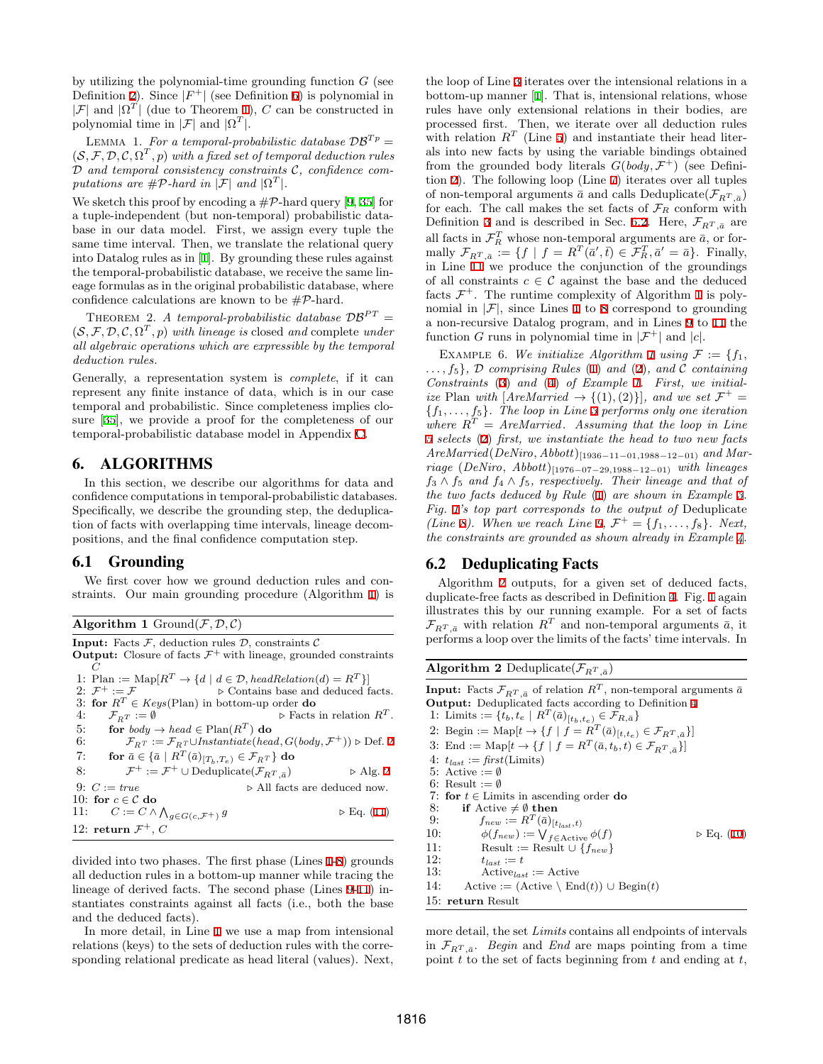by utilizing the polynomial-time grounding function $G$ (see Definition 2). Since $|F^+|$ (see Definition 6) is polynomial in $|\mathcal{F}|$ and $|\Omega^T|$ (due to Theorem 1), $C$ can be constructed in polynomial time in $|\mathcal{F}|$ and $|\Omega^T|$.

LEMMA 1. *For a temporal-probabilistic database $\mathcal{DB}^{Tp} = (\mathcal{S}, \mathcal{F}, \mathcal{D}, \mathcal{C}, \Omega^T, p)$ with a fixed set of temporal deduction rules $\mathcal{D}$ and temporal consistency constraints $\mathcal{C}$, confidence computations are $\#\mathcal{P}$-hard in $|\mathcal{F}|$ and $|\Omega^T|$.*

We sketch this proof by encoding a $\#\mathcal{P}$-hard query [9, 35] for a tuple-independent (but non-temporal) probabilistic database in our data model. First, we assign every tuple the same time interval. Then, we translate the relational query into Datalog rules as in [1]. By grounding these rules against the temporal-probabilistic database, we receive the same lineage formulas as in the original probabilistic database, where confidence calculations are known to be $\#\mathcal{P}$-hard.

THEOREM 2. *A temporal-probabilistic database $\mathcal{DB}^{PT} = (\mathcal{S}, \mathcal{F}, \mathcal{D}, \mathcal{C}, \Omega^T, p)$ with lineage is closed and complete under all algebraic operations which are expressible by the temporal deduction rules.*

Generally, a representation system is *complete*, if it can represent any finite instance of data, which is in our case temporal and probabilistic. Since completeness implies closure [35], we provide a proof for the completeness of our temporal-probabilistic database model in Appendix C.

## 6. ALGORITHMS

In this section, we describe our algorithms for data and confidence computations in temporal-probabilistic databases. Specifically, we describe the grounding step, the deduplication of facts with overlapping time intervals, lineage decompositions, and the final confidence computation step.

### 6.1 Grounding

We first cover how we ground deduction rules and constraints. Our main grounding procedure (Algorithm 1) is

**Algorithm 1** Ground($\mathcal{F}, \mathcal{D}, \mathcal{C}$)

**Input:** Facts $\mathcal{F}$, deduction rules $\mathcal{D}$, constraints $\mathcal{C}$
**Output:** Closure of facts $\mathcal{F}^+$ with lineage, grounded constraints $C$

```
1: Plan := Map[R^T → {d | d ∈ D, headRelation(d) = R^T}]
2: F^+ := F                                   ▷ Contains base and deduced facts.
3: for R^T ∈ Keys(Plan) in bottom-up order do
4:     F_{R^T} := ∅                            ▷ Facts in relation R^T.
5:     for body → head ∈ Plan(R^T) do
6:         F_{R^T} := F_{R^T} ∪ Instantiate(head, G(body, F^+))   ▷ Def. 2
7:     for ā ∈ {ā | R^T(ā)_[T_b,T_e) ∈ F_{R^T}} do
8:         F^+ := F^+ ∪ Deduplicate(F_{R^T,ā})                     ▷ Alg. 2
9: C := true                                  ▷ All facts are deduced now.
10: for c ∈ C do
11:     C := C ∧ ⋀_{g∈G(c,F^+)} g                                   ▷ Eq. (11)
12: return F^+, C
```

divided into two phases. The first phase (Lines 1-8) grounds all deduction rules in a bottom-up manner while tracing the lineage of derived facts. The second phase (Lines 9-11) instantiates constraints against all facts (i.e., both the base and the deduced facts).

In more detail, in Line 1 we use a map from intensional relations (keys) to the sets of deduction rules with the corresponding relational predicate as head literal (values). Next, the loop of Line 3 iterates over the intensional relations in a bottom-up manner [1]. That is, intensional relations, whose rules have only extensional relations in their bodies, are processed first. Then, we iterate over all deduction rules with relation $R^T$ (Line 5) and instantiate their head literals into new facts by using the variable bindings obtained from the grounded body literals $G(body, \mathcal{F}^+)$ (see Definition 2). The following loop (Line 7) iterates over all tuples of non-temporal arguments $\bar{a}$ and calls Deduplicate($\mathcal{F}_{R^T,\bar{a}}$) for each. The call makes the set facts of $\mathcal{F}_R$ conform with Definition 3 and is described in Sec. 6.2. Here, $\mathcal{F}_{R^T,\bar{a}}$ are all facts in $\mathcal{F}_R^T$ whose non-temporal arguments are $\bar{a}$, or formally $\mathcal{F}_{R^T,\bar{a}} := \{f \mid f = R^T(\bar{a}', \bar{t}) \in \mathcal{F}_R^T, \bar{a}' = \bar{a}\}$. Finally, in Line 11 we produce the conjunction of the groundings of all constraints $c \in \mathcal{C}$ against the base and the deduced facts $\mathcal{F}^+$. The runtime complexity of Algorithm 1 is polynomial in $|\mathcal{F}|$, since Lines 1 to 8 correspond to grounding a non-recursive Datalog program, and in Lines 9 to 11 the function $G$ runs in polynomial time in $|\mathcal{F}^+|$ and $|c|$.

EXAMPLE 6. *We initialize Algorithm 1 using $\mathcal{F} := \{f_1, \ldots, f_5\}$, $\mathcal{D}$ comprising Rules (1) and (2), and $\mathcal{C}$ containing Constraints (3) and (4) of Example 1. First, we initialize Plan with [AreMarried $\rightarrow \{(1), (2)\}$], and we set $\mathcal{F}^+ = \{f_1, \ldots, f_5\}$. The loop in Line 3 performs only one iteration where $R^T$ = AreMarried. Assuming that the loop in Line 5 selects (2) first, we instantiate the head to two new facts $AreMarried(DeNiro, Abbott)_{[1936-11-01,1988-12-01)}$ and $Marriage\ (DeNiro, Abbott)_{[1976-07-29,1988-12-01)}$ with lineages $f_3 \wedge f_5$ and $f_4 \wedge f_5$, respectively. Their lineage and that of the two facts deduced by Rule (1) are shown in Example 3. Fig. 1's top part corresponds to the output of* Deduplicate *(Line 8). When we reach Line 9, $\mathcal{F}^+ = \{f_1, \ldots, f_8\}$. Next, the constraints are grounded as shown already in Example 4.*

### 6.2 Deduplicating Facts

Algorithm 2 outputs, for a given set of deduced facts, duplicate-free facts as described in Definition 4. Fig. 1 again illustrates this by our running example. For a set of facts $\mathcal{F}_{R^T,\bar{a}}$ with relation $R^T$ and non-temporal arguments $\bar{a}$, it performs a loop over the limits of the facts' time intervals. In

**Algorithm 2** Deduplicate($\mathcal{F}_{R^T,\bar{a}}$)

**Input:** Facts $\mathcal{F}_{R^T,\bar{a}}$ of relation $R^T$, non-temporal arguments $\bar{a}$
**Output:** Deduplicated facts according to Definition 4

```
1: Limits := {t_b, t_e | R^T(ā)_[t_b,t_e) ∈ F_{R,ā}}
2: Begin := Map[t → {f | f = R^T(ā)_[t,t_e) ∈ F_{R^T,ā}}]
3: End := Map[t → {f | f = R^T(ā, t_b, t) ∈ F_{R^T,ā}}]
4: t_last := first(Limits)
5: Active := ∅
6: Result := ∅
7: for t ∈ Limits in ascending order do
8:     if Active ≠ ∅ then
9:         f_new := R^T(ā)_[t_last,t)
10:        φ(f_new) := ⋁_{f∈Active} φ(f)                ▷ Eq. (10)
11:        Result := Result ∪ {f_new}
12:        t_last := t
13:        Active_last := Active
14:    Active := (Active \ End(t)) ∪ Begin(t)
15: return Result
```

more detail, the set *Limits* contains all endpoints of intervals in $\mathcal{F}_{R^T,\bar{a}}$. *Begin* and *End* are maps pointing from a time point $t$ to the set of facts beginning from $t$ and ending at $t$,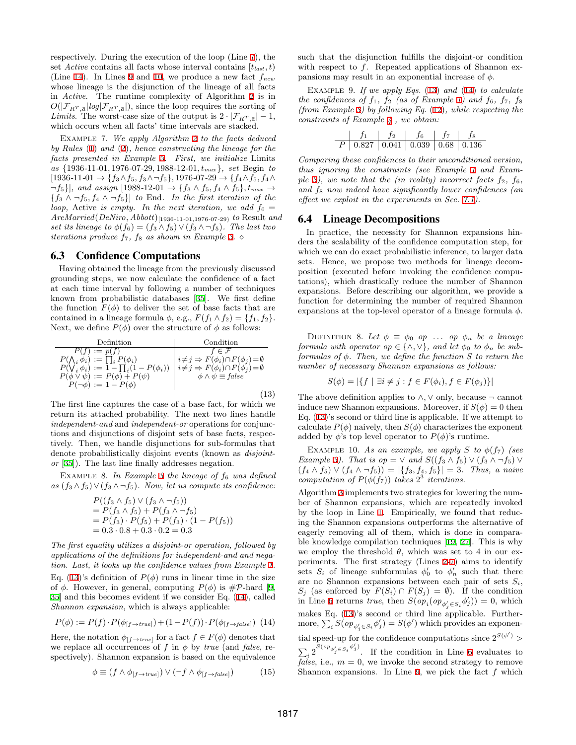respectively. During the execution of the loop (Line 7), the set *Active* contains all facts whose interval contains $[t_{last}, t)$ (Line 14). In Lines 9 and 10, we produce a new fact $f_{new}$ whose lineage is the disjunction of the lineage of all facts in *Active*. The runtime complexity of Algorithm 2 is in $O(|\mathcal{F}_{R^T,\bar{a}}| log |\mathcal{F}_{R^T,\bar{a}}|)$, since the loop requires the sorting of *Limits*. The worst-case size of the output is $2 \cdot |\mathcal{F}_{R^T,\bar{a}}| - 1$, which occurs when all facts' time intervals are stacked.

Example 7. *We apply Algorithm 2 to the facts deduced by Rules (1) and (2), hence constructing the lineage for the facts presented in Example 3. First, we initialize* Limits *as* $\{1936\text{-}11\text{-}01, 1976\text{-}07\text{-}29, 1988\text{-}12\text{-}01, t_{max}\}$, *set* Begin *to* $[1936\text{-}11\text{-}01 \to \{f_3 \wedge f_5, f_3 \wedge \neg f_5\}, 1976\text{-}07\text{-}29 \to \{f_4 \wedge f_5, f_4 \wedge \neg f_5\}]$, *and assign* $[1988\text{-}12\text{-}01 \to \{f_3 \wedge f_5, f_4 \wedge f_5\}, t_{max} \to \{f_3 \wedge \neg f_5, f_4 \wedge \neg f_5\}]$ *to* End. *In the first iteration of the loop,* Active *is empty. In the next iteration, we add* $f_6 = AreMarried(DeNiro, Abbott)_{[1936\text{-}11\text{-}01, 1976\text{-}07\text{-}29)}$ *to* Result *and set its lineage to* $\phi(f_6) = (f_3 \wedge f_5) \vee (f_3 \wedge \neg f_5)$. *The last two iterations produce* $f_7$, $f_8$ *as shown in Example 3.* ⋄

## 6.3 Confidence Computations

Having obtained the lineage from the previously discussed grounding steps, we now calculate the confidence of a fact at each time interval by following a number of techniques known from probabilistic databases [35]. We first define the function $F(\phi)$ to deliver the set of base facts that are contained in a lineage formula $\phi$, e.g., $F(f_1 \wedge f_2) = \{f_1, f_2\}$. Next, we define $P(\phi)$ over the structure of $\phi$ as follows:

| Definition | Condition |
|---|---|
| $P(f) := p(f)$ | $f \in \mathcal{F}$ |
| $P(\bigwedge_i \phi_i) := \prod_i P(\phi_i)$ | $i \neq j \Rightarrow F(\phi_i) \cap F(\phi_j) = \emptyset$ |
| $P(\bigvee_i \phi_i) := 1 - \prod_i (1 - P(\phi_i))$ | $i \neq j \Rightarrow F(\phi_i) \cap F(\phi_j) = \emptyset$ |
| $P(\phi \vee \psi) := P(\phi) + P(\psi)$ | $\phi \wedge \psi \equiv false$ |
| $P(\neg \phi) := 1 - P(\phi)$ | |

(13)

The first line captures the case of a base fact, for which we return its attached probability. The next two lines handle *independent-and* and *independent-or* operations for conjunctions and disjunctions of disjoint sets of base facts, respectively. Then, we handle disjunctions for sub-formulas that denote probabilistically disjoint events (known as *disjoint-or* [35]). The last line finally addresses negation.

Example 8. *In Example 3 the lineage of* $f_6$ *was defined as* $(f_3 \wedge f_5) \vee (f_3 \wedge \neg f_5)$. *Now, let us compute its confidence:*

$$
\begin{aligned}
& P((f_3 \wedge f_5) \vee (f_3 \wedge \neg f_5)) \\
&= P(f_3 \wedge f_5) + P(f_3 \wedge \neg f_5) \\
&= P(f_3) \cdot P(f_5) + P(f_3) \cdot (1 - P(f_5)) \\
&= 0.3 \cdot 0.8 + 0.3 \cdot 0.2 = 0.3
\end{aligned}
$$

*The first equality utilizes a disjoint-or operation, followed by applications of the definitions for independent-and and negation. Last, it looks up the confidence values from Example 1.*

Eq. (13)'s definition of $P(\phi)$ runs in linear time in the size of $\phi$. However, in general, computing $P(\phi)$ is $\#\mathcal{P}$-hard [9, 35] and this becomes evident if we consider Eq. (14), called *Shannon expansion*, which is always applicable:

$$P(\phi) := P(f) \cdot P(\phi_{[f \to true]}) + (1 - P(f)) \cdot P(\phi_{[f \to false]}) \quad (14)$$

Here, the notation $\phi_{[f \to true]}$ for a fact $f \in F(\phi)$ denotes that we replace all occurrences of $f$ in $\phi$ by *true* (and *false*, respectively). Shannon expansion is based on the equivalence

$$\phi \equiv (f \wedge \phi_{[f \to true]}) \vee (\neg f \wedge \phi_{[f \to false]}) \quad (15)$$

such that the disjunction fulfills the disjoint-or condition with respect to $f$. Repeated applications of Shannon expansions may result in an exponential increase of $\phi$.

Example 9. *If we apply Eqs. (13) and (14) to calculate the confidences of* $f_1$, $f_2$ *(as of Example 1) and* $f_6$, $f_7$, $f_8$ *(from Example 3) by following Eq. (12), while respecting the constraints of Example 4, we obtain:*

| | $f_1$ | $f_2$ | $f_6$ | $f_7$ | $f_8$ |
|---|---|---|---|---|---|
| $P$ | 0.827 | 0.041 | 0.039 | 0.68 | 0.136 |

*Comparing these confidences to their unconditioned version, thus ignoring the constraints (see Example 1 and Example 3), we note that the (in reality) incorrect facts* $f_2$, $f_6$, *and* $f_8$ *now indeed have significantly lower confidences (an effect we exploit in the experiments in Sec. 7.1).*

## 6.4 Lineage Decompositions

In practice, the necessity for Shannon expansions hinders the scalability of the confidence computation step, for which we can do exact probabilistic inference, to larger data sets. Hence, we propose two methods for lineage decomposition (executed before invoking the confidence computations), which drastically reduce the number of Shannon expansions. Before describing our algorithm, we provide a function for determining the number of required Shannon expansions at the top-level operator of a lineage formula $\phi$.

Definition 8. *Let* $\phi \equiv \phi_0 \; op \; \ldots \; op \; \phi_n$ *be a lineage formula with operator* $op \in \{\wedge, \vee\}$, *and let* $\phi_0$ *to* $\phi_n$ *be subformulas of* $\phi$. *Then, we define the function* $S$ *to return the number of necessary Shannon expansions as follows:*

$$S(\phi) = |\{f \mid \exists i \neq j : f \in F(\phi_i), f \in F(\phi_j)\}|$$

The above definition applies to $\wedge, \vee$ only, because $\neg$ cannot induce new Shannon expansions. Moreover, if $S(\phi) = 0$ then Eq. (13)'s second or third line is applicable. If we attempt to calculate $P(\phi)$ naively, then $S(\phi)$ characterizes the exponent added by $\phi$'s top level operator to $P(\phi)$'s runtime.

Example 10. *As an example, we apply* $S$ *to* $\phi(f_7)$ *(see Example 3). That is* $op = \vee$ *and* $S((f_3 \wedge f_5) \vee (f_3 \wedge \neg f_5) \vee (f_4 \wedge f_5) \vee (f_4 \wedge \neg f_5)) = |\{f_3, f_4, f_5\}| = 3$. *Thus, a naive computation of* $P(\phi(f_7))$ *takes* $2^3$ *iterations.*

Algorithm 3 implements two strategies for lowering the number of Shannon expansions, which are repeatedly invoked by the loop in Line 1. Empirically, we found that reducing the Shannon expansions outperforms the alternative of eagerly removing all of them, which is done in comparable knowledge compilation techniques [19, 27]. This is why we employ the threshold $\theta$, which was set to 4 in our experiments. The first strategy (Lines 2-7) aims to identify sets $S_i$ of lineage subformulas $\phi'_0$ to $\phi'_n$ such that there are no Shannon expansions between each pair of sets $S_i$, $S_j$ (as enforced by $F(S_i) \cap F(S_j) = \emptyset$). If the condition in Line 6 returns *true*, then $S(op_i(op_{\phi'_j \in S_i} \phi'_j)) = 0$, which makes Eq. (13)'s second or third line applicable. Furthermore, $\sum_i S(op_{\phi'_j \in S_i} \phi'_j) = S(\phi')$ which provides an exponential speed-up for the confidence computations since $2^{S(\phi')} > \sum_i 2^{S(op_{\phi'_j \in S_i} \phi'_j)}$. If the condition in Line 6 evaluates to *false*, i.e., $m = 0$, we invoke the second strategy to remove Shannon expansions. In Line 9, we pick the fact $f$ which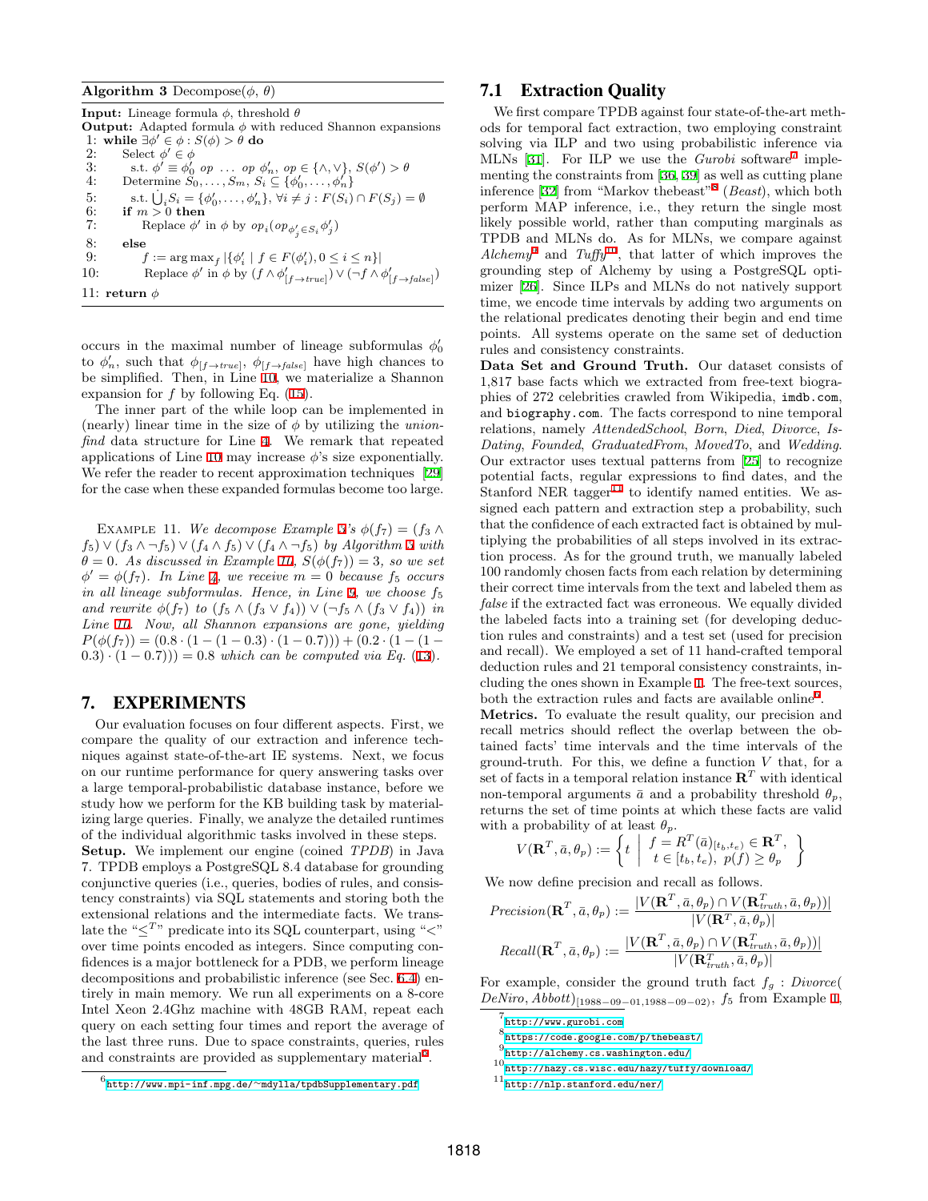**Algorithm 3** Decompose($\phi$, $\theta$)

**Input:** Lineage formula $\phi$, threshold $\theta$
**Output:** Adapted formula $\phi$ with reduced Shannon expansions

1: **while** $\exists \phi' \in \phi : S(\phi) > \theta$ **do**
2: Select $\phi' \in \phi$
3: s.t. $\phi' \equiv \phi'_0 \; op \; \ldots \; op \; \phi'_n$, $op \in \{\wedge, \vee\}$, $S(\phi') > \theta$
4: Determine $S_0, \ldots, S_m$, $S_i \subseteq \{\phi'_0, \ldots, \phi'_n\}$
5: s.t. $\bigcup_i S_i = \{\phi'_0, \ldots, \phi'_n\}$, $\forall i \neq j : F(S_i) \cap F(S_j) = \emptyset$
6: **if** $m > 0$ **then**
7: Replace $\phi'$ in $\phi$ by $op_i(op_{\phi'_j \in S_i} \phi'_j)$
8: **else**
9: $f := \arg\max_f |\{\phi'_i \mid f \in F(\phi'_i), 0 \leq i \leq n\}|$
10: Replace $\phi'$ in $\phi$ by $(f \wedge \phi'_{[f \to true]}) \vee (\neg f \wedge \phi'_{[f \to false]})$
11: **return** $\phi$

occurs in the maximal number of lineage subformulas $\phi'_0$ to $\phi'_n$, such that $\phi_{[f \to true]}$, $\phi_{[f \to false]}$ have high chances to be simplified. Then, in Line 10, we materialize a Shannon expansion for $f$ by following Eq. (15).

The inner part of the while loop can be implemented in (nearly) linear time in the size of $\phi$ by utilizing the *union-find* data structure for Line 4. We remark that repeated applications of Line 10 may increase $\phi$'s size exponentially. We refer the reader to recent approximation techniques [29] for the case when these expanded formulas become too large.

Example 11. *We decompose Example 3's $\phi(f_7) = (f_3 \wedge f_5) \vee (f_3 \wedge \neg f_5) \vee (f_4 \wedge f_5) \vee (f_4 \wedge \neg f_5)$ by Algorithm 3 with $\theta = 0$. As discussed in Example 10, $S(\phi(f_7)) = 3$, so we set $\phi' = \phi(f_7)$. In Line 4, we receive $m = 0$ because $f_5$ occurs in all lineage subformulas. Hence, in Line 9, we choose $f_5$ and rewrite $\phi(f_7)$ to $(f_5 \wedge (f_3 \vee f_4)) \vee (\neg f_5 \wedge (f_3 \vee f_4))$ in Line 10. Now, all Shannon expansions are gone, yielding $P(\phi(f_7)) = (0.8 \cdot (1 - (1 - 0.3) \cdot (1 - 0.7))) + (0.2 \cdot (1 - (1 - 0.3) \cdot (1 - 0.7))) = 0.8$ which can be computed via Eq. (13).*

## 7. EXPERIMENTS

Our evaluation focuses on four different aspects. First, we compare the quality of our extraction and inference techniques against state-of-the-art IE systems. Next, we focus on our runtime performance for query answering tasks over a large temporal-probabilistic database instance, before we study how we perform for the KB building task by materializing large queries. Finally, we analyze the detailed runtimes of the individual algorithmic tasks involved in these steps.

**Setup.** We implement our engine (coined *TPDB*) in Java 7. TPDB employs a PostgreSQL 8.4 database for grounding conjunctive queries (i.e., queries, bodies of rules, and consistency constraints) via SQL statements and storing both the extensional relations and the intermediate facts. We translate the "$\leq^T$" predicate into its SQL counterpart, using "<" over time points encoded as integers. Since computing confidences is a major bottleneck for a PDB, we perform lineage decompositions and probabilistic inference (see Sec. 6.4) entirely in main memory. We run all experiments on a 8-core Intel Xeon 2.4Ghz machine with 48GB RAM, repeat each query on each setting four times and report the average of the last three runs. Due to space constraints, queries, rules and constraints are provided as supplementary material[6].

[6] http://www.mpi-inf.mpg.de/~mdylla/tpdbSupplementary.pdf

### 7.1 Extraction Quality

We first compare TPDB against four state-of-the-art methods for temporal fact extraction, two employing constraint solving via ILP and two using probabilistic inference via MLNs [31]. For ILP we use the *Gurobi* software[7] implementing the constraints from [36, 39] as well as cutting plane inference [32] from "Markov thebeast"[8] (*Beast*), which both perform MAP inference, i.e., they return the single most likely possible world, rather than computing marginals as TPDB and MLNs do. As for MLNs, we compare against *Alchemy*[9] and *Tuffy*[10], that latter of which improves the grounding step of Alchemy by using a PostgreSQL optimizer [26]. Since ILPs and MLNs do not natively support time, we encode time intervals by adding two arguments on the relational predicates denoting their begin and end time points. All systems operate on the same set of deduction rules and consistency constraints.

**Data Set and Ground Truth.** Our dataset consists of 1,817 base facts which we extracted from free-text biographies of 272 celebrities crawled from Wikipedia, imdb.com, and biography.com. The facts correspond to nine temporal relations, namely *AttendedSchool*, *Born*, *Died*, *Divorce*, *IsDating*, *Founded*, *GraduatedFrom*, *MovedTo*, and *Wedding*. Our extractor uses textual patterns from [25] to recognize potential facts, regular expressions to find dates, and the Stanford NER tagger[11] to identify named entities. We assigned each pattern and extraction step a probability, such that the confidence of each extracted fact is obtained by multiplying the probabilities of all steps involved in its extraction process. As for the ground truth, we manually labeled 100 randomly chosen facts from each relation by determining their correct time intervals from the text and labeled them as *false* if the extracted fact was erroneous. We equally divided the labeled facts into a training set (for developing deduction rules and constraints) and a test set (used for precision and recall). We employed a set of 11 hand-crafted temporal deduction rules and 21 temporal consistency constraints, including the ones shown in Example 1. The free-text sources, both the extraction rules and facts are available online[6].

**Metrics.** To evaluate the result quality, our precision and recall metrics should reflect the overlap between the obtained facts' time intervals and the time intervals of the ground-truth. For this, we define a function $V$ that, for a set of facts in a temporal relation instance $\mathbf{R}^T$ with identical non-temporal arguments $\bar{a}$ and a probability threshold $\theta_p$, returns the set of time points at which these facts are valid with a probability of at least $\theta_p$.

$$V(\mathbf{R}^T, \bar{a}, \theta_p) := \left\{ t \;\middle|\; \begin{array}{l} f = R^T(\bar{a})_{[t_b, t_e)} \in \mathbf{R}^T, \\ t \in [t_b, t_e),\; p(f) \geq \theta_p \end{array} \right\}$$

We now define precision and recall as follows.

$$Precision(\mathbf{R}^T, \bar{a}, \theta_p) := \frac{|V(\mathbf{R}^T, \bar{a}, \theta_p) \cap V(\mathbf{R}^T_{truth}, \bar{a}, \theta_p))|}{|V(\mathbf{R}^T, \bar{a}, \theta_p)|}$$

$$Recall(\mathbf{R}^T, \bar{a}, \theta_p) := \frac{|V(\mathbf{R}^T, \bar{a}, \theta_p) \cap V(\mathbf{R}^T_{truth}, \bar{a}, \theta_p))|}{|V(\mathbf{R}^T_{truth}, \bar{a}, \theta_p)|}$$

For example, consider the ground truth fact $f_g$ : *Divorce*( *DeNiro*, *Abbott*)$_{[1988-09-01, 1988-09-02)}$, $f_5$ from Example 1,

[7] http://www.gurobi.com

[8] https://code.google.com/p/thebeast/

[9] http://alchemy.cs.washington.edu/

[10] http://hazy.cs.wisc.edu/hazy/tuffy/download/

[11] http://nlp.stanford.edu/ner/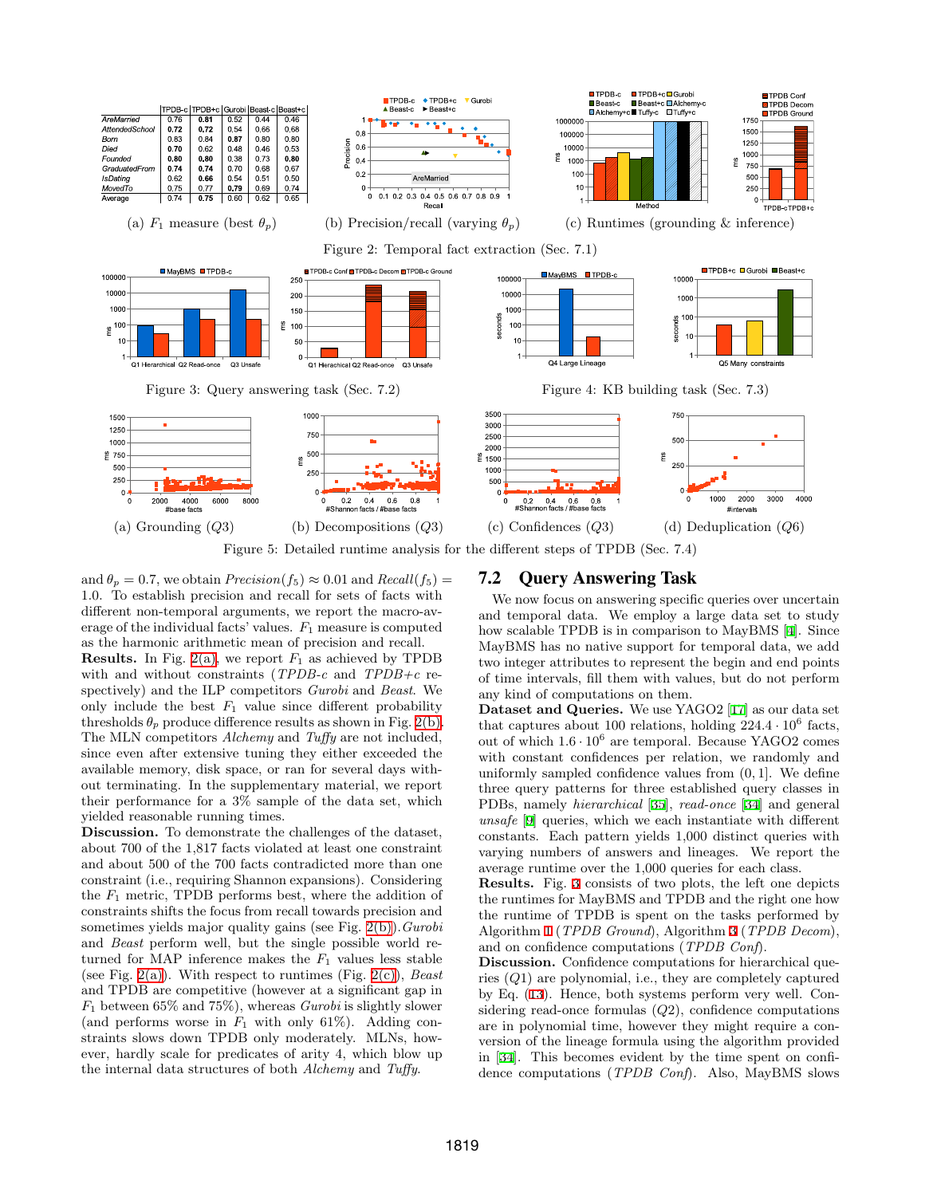|  | TPDB-c | TPDB+c | Gurobi | Beast-c | Beast+c |
|---|---|---|---|---|---|
| *AreMarried* | 0.76 | **0.81** | 0.52 | 0.44 | 0.46 |
| *AttendedSchool* | **0.72** | **0.72** | 0.54 | 0.66 | 0.68 |
| *Born* | 0.83 | 0.84 | **0.87** | 0.80 | 0.80 |
| *Died* | **0.70** | 0.62 | 0.48 | 0.46 | 0.53 |
| *Founded* | **0.80** | **0.80** | 0.38 | 0.73 | **0.80** |
| *GraduatedFrom* | **0.74** | **0.74** | 0.70 | 0.68 | 0.67 |
| *IsDating* | 0.62 | **0.66** | 0.54 | 0.51 | 0.50 |
| *MovedTo* | 0.75 | 0.77 | **0.79** | 0.69 | 0.74 |
| Average | 0.74 | **0.75** | 0.60 | 0.62 | 0.65 |

(a) $F_1$ measure (best $\theta_p$)

(b) Precision/recall (varying $\theta_p$)

(c) Runtimes (grounding & inference)

Figure 2: Temporal fact extraction (Sec. 7.1)

Figure 3: Query answering task (Sec. 7.2)

Figure 4: KB building task (Sec. 7.3)

(a) Grounding ($Q3$) (b) Decompositions ($Q3$) (c) Confidences ($Q3$) (d) Deduplication ($Q6$)

Figure 5: Detailed runtime analysis for the different steps of TPDB (Sec. 7.4)

and $\theta_p = 0.7$, we obtain $Precision(f_5) \approx 0.01$ and $Recall(f_5) = 1.0$. To establish precision and recall for sets of facts with different non-temporal arguments, we report the macro-average of the individual facts' values. $F_1$ measure is computed as the harmonic arithmetic mean of precision and recall.

**Results.** In Fig. 2(a), we report $F_1$ as achieved by TPDB with and without constraints (*TPDB-c* and *TPDB+c* respectively) and the ILP competitors *Gurobi* and *Beast*. We only include the best $F_1$ value since different probability thresholds $\theta_p$ produce difference results as shown in Fig. 2(b). The MLN competitors *Alchemy* and *Tuffy* are not included, since even after extensive tuning they either exceeded the available memory, disk space, or ran for several days without terminating. In the supplementary material, we report their performance for a 3% sample of the data set, which yielded reasonable running times.

**Discussion.** To demonstrate the challenges of the dataset, about 700 of the 1,817 facts violated at least one constraint and about 500 of the 700 facts contradicted more than one constraint (i.e., requiring Shannon expansions). Considering the $F_1$ metric, TPDB performs best, where the addition of constraints shifts the focus from recall towards precision and sometimes yields major quality gains (see Fig. 2(b)). *Gurobi* and *Beast* perform well, but the single possible world returned for MAP inference makes the $F_1$ values less stable (see Fig. 2(a)). With respect to runtimes (Fig. 2(c)), *Beast* and TPDB are competitive (however at a significant gap in $F_1$ between 65% and 75%), whereas *Gurobi* is slightly slower (and performs worse in $F_1$ with only 61%). Adding constraints slows down TPDB only moderately. MLNs, however, hardly scale for predicates of arity 4, which blow up the internal data structures of both *Alchemy* and *Tuffy*.

## 7.2 Query Answering Task

We now focus on answering specific queries over uncertain and temporal data. We employ a large data set to study how scalable TPDB is in comparison to MayBMS [4]. Since MayBMS has no native support for temporal data, we add two integer attributes to represent the begin and end points of time intervals, fill them with values, but do not perform any kind of computations on them.

**Dataset and Queries.** We use YAGO2 [17] as our data set that captures about 100 relations, holding $224.4 \cdot 10^6$ facts, out of which $1.6 \cdot 10^6$ are temporal. Because YAGO2 comes with constant confidences per relation, we randomly and uniformly sampled confidence values from $(0, 1]$. We define three query patterns for three established query classes in PDBs, namely *hierarchical* [35], *read-once* [34] and general *unsafe* [9] queries, which we each instantiate with different constants. Each pattern yields 1,000 distinct queries with varying numbers of answers and lineages. We report the average runtime over the 1,000 queries for each class.

**Results.** Fig. 3 consists of two plots, the left one depicts the runtimes for MayBMS and TPDB and the right one how the runtime of TPDB is spent on the tasks performed by Algorithm 1 (*TPDB Ground*), Algorithm 3 (*TPDB Decom*), and on confidence computations (*TPDB Conf*).

**Discussion.** Confidence computations for hierarchical queries ($Q1$) are polynomial, i.e., they are completely captured by Eq. (13). Hence, both systems perform very well. Considering read-once formulas ($Q2$), confidence computations are in polynomial time, however they might require a conversion of the lineage formula using the algorithm provided in [34]. This becomes evident by the time spent on confidence computations (*TPDB Conf*). Also, MayBMS slows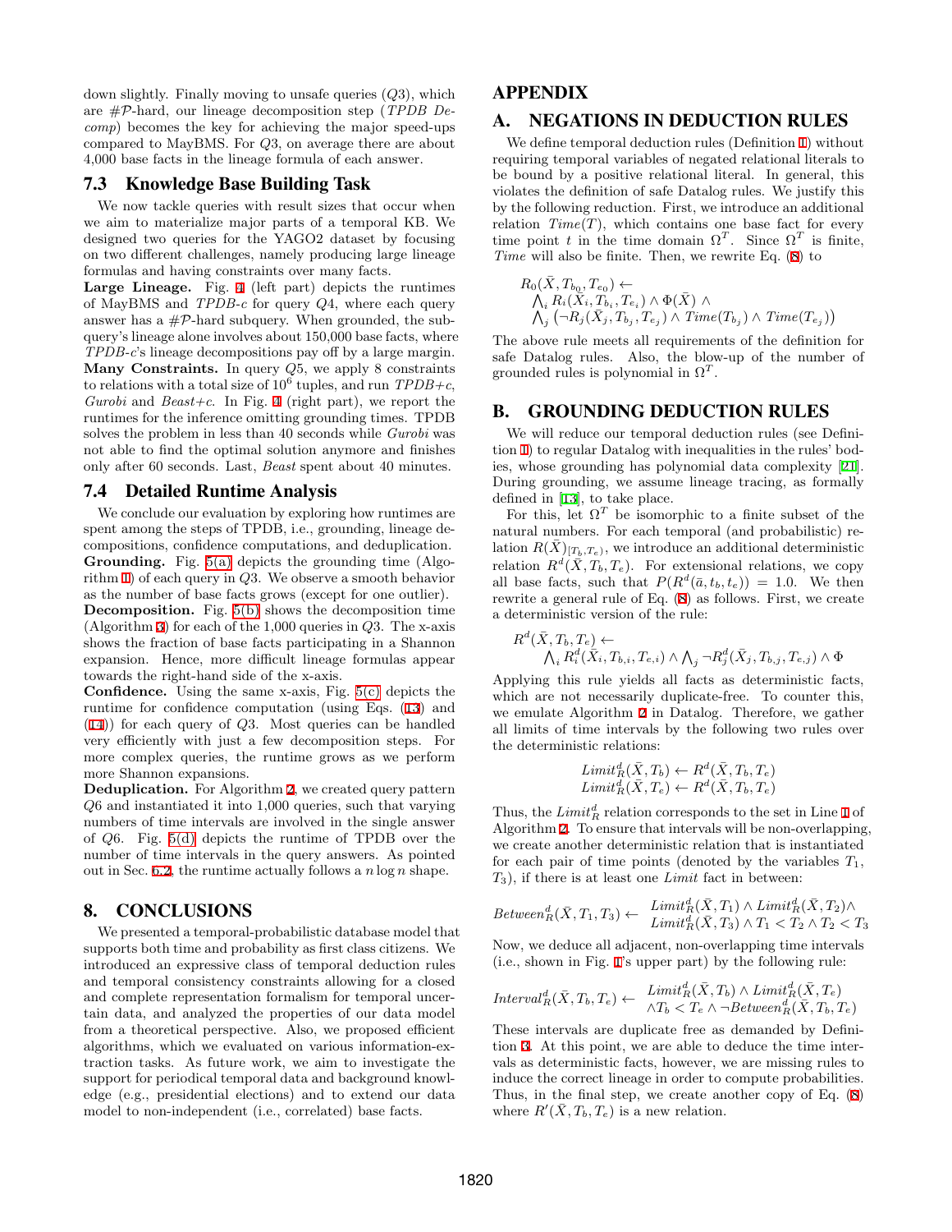down slightly. Finally moving to unsafe queries ($Q3$), which are $\#\mathcal{P}$-hard, our lineage decomposition step (*TPDB Decomp*) becomes the key for achieving the major speed-ups compared to MayBMS. For $Q3$, on average there are about 4,000 base facts in the lineage formula of each answer.

## 7.3 Knowledge Base Building Task

We now tackle queries with result sizes that occur when we aim to materialize major parts of a temporal KB. We designed two queries for the YAGO2 dataset by focusing on two different challenges, namely producing large lineage formulas and having constraints over many facts.

**Large Lineage.** Fig. 4 (left part) depicts the runtimes of MayBMS and *TPDB-c* for query $Q4$, where each query answer has a $\#\mathcal{P}$-hard subquery. When grounded, the subquery's lineage alone involves about 150,000 base facts, where *TPDB-c*'s lineage decompositions pay off by a large margin.

**Many Constraints.** In query $Q5$, we apply 8 constraints to relations with a total size of $10^6$ tuples, and run *TPDB+c*, *Gurobi* and *Beast+c*. In Fig. 4 (right part), we report the runtimes for the inference omitting grounding times. TPDB solves the problem in less than 40 seconds while *Gurobi* was not able to find the optimal solution anymore and finishes only after 60 seconds. Last, *Beast* spent about 40 minutes.

## 7.4 Detailed Runtime Analysis

We conclude our evaluation by exploring how runtimes are spent among the steps of TPDB, i.e., grounding, lineage decompositions, confidence computations, and deduplication.

**Grounding.** Fig. 5(a) depicts the grounding time (Algorithm 1) of each query in $Q3$. We observe a smooth behavior as the number of base facts grows (except for one outlier).

**Decomposition.** Fig. 5(b) shows the decomposition time (Algorithm 3) for each of the 1,000 queries in $Q3$. The x-axis shows the fraction of base facts participating in a Shannon expansion. Hence, more difficult lineage formulas appear towards the right-hand side of the x-axis.

**Confidence.** Using the same x-axis, Fig. 5(c) depicts the runtime for confidence computation (using Eqs. (13) and (14)) for each query of $Q3$. Most queries can be handled very efficiently with just a few decomposition steps. For more complex queries, the runtime grows as we perform more Shannon expansions.

**Deduplication.** For Algorithm 2, we created query pattern $Q6$ and instantiated it into 1,000 queries, such that varying numbers of time intervals are involved in the single answer of $Q6$. Fig. 5(d) depicts the runtime of TPDB over the number of time intervals in the query answers. As pointed out in Sec. 6.2, the runtime actually follows a $n \log n$ shape.

# 8. CONCLUSIONS

We presented a temporal-probabilistic database model that supports both time and probability as first class citizens. We introduced an expressive class of temporal deduction rules and temporal consistency constraints allowing for a closed and complete representation formalism for temporal uncertain data, and analyzed the properties of our data model from a theoretical perspective. Also, we proposed efficient algorithms, which we evaluated on various information-extraction tasks. As future work, we aim to investigate the support for periodical temporal data and background knowledge (e.g., presidential elections) and to extend our data model to non-independent (i.e., correlated) base facts.

# APPENDIX

# A. NEGATIONS IN DEDUCTION RULES

We define temporal deduction rules (Definition 1) without requiring temporal variables of negated relational literals to be bound by a positive relational literal. In general, this violates the definition of safe Datalog rules. We justify this by the following reduction. First, we introduce an additional relation $Time(T)$, which contains one base fact for every time point $t$ in the time domain $\Omega^T$. Since $\Omega^T$ is finite, $Time$ will also be finite. Then, we rewrite Eq. (8) to

$$
\begin{array}{l}
R_0(\bar{X}, T_{b_0}, T_{e_0}) \leftarrow \\
\quad \bigwedge_i R_i(\bar{X}_i, T_{b_i}, T_{e_i}) \wedge \Phi(\bar{X}) \wedge \\
\quad \bigwedge_j \left(\neg R_j(\bar{X}_j, T_{b_j}, T_{e_j}) \wedge Time(T_{b_j}) \wedge Time(T_{e_j})\right)
\end{array}
$$

The above rule meets all requirements of the definition for safe Datalog rules. Also, the blow-up of the number of grounded rules is polynomial in $\Omega^T$.

# B. GROUNDING DEDUCTION RULES

We will reduce our temporal deduction rules (see Definition 1) to regular Datalog with inequalities in the rules' bodies, whose grounding has polynomial data complexity [21]. During grounding, we assume lineage tracing, as formally defined in [13], to take place.

For this, let $\Omega^T$ be isomorphic to a finite subset of the natural numbers. For each temporal (and probabilistic) relation $R(\bar{X})_{[T_b,T_e)}$, we introduce an additional deterministic relation $R^d(\bar{X}, T_b, T_e)$. For extensional relations, we copy all base facts, such that $P(R^d(\bar{a}, t_b, t_e)) = 1.0$. We then rewrite a general rule of Eq. (8) as follows. First, we create a deterministic version of the rule:

$$
\begin{array}{l}
R^d(\bar{X}, T_b, T_e) \leftarrow \\
\quad \bigwedge_i R_i^d(\bar{X}_i, T_{b,i}, T_{e,i}) \wedge \bigwedge_j \neg R_j^d(\bar{X}_j, T_{b,j}, T_{e,j}) \wedge \Phi
\end{array}
$$

Applying this rule yields all facts as deterministic facts, which are not necessarily duplicate-free. To counter this, we emulate Algorithm 2 in Datalog. Therefore, we gather all limits of time intervals by the following two rules over the deterministic relations:

$$
\begin{array}{l}
Limit_R^d(\bar{X}, T_b) \leftarrow R^d(\bar{X}, T_b, T_e) \\
Limit_R^d(\bar{X}, T_e) \leftarrow R^d(\bar{X}, T_b, T_e)
\end{array}
$$

Thus, the $Limit_R^d$ relation corresponds to the set in Line 1 of Algorithm 2. To ensure that intervals will be non-overlapping, we create another deterministic relation that is instantiated for each pair of time points (denoted by the variables $T_1$, $T_3$), if there is at least one $Limit$ fact in between:

$$
Between_R^d(\bar{X}, T_1, T_3) \leftarrow \begin{array}{l} Limit_R^d(\bar{X}, T_1) \wedge Limit_R^d(\bar{X}, T_2) \wedge \\ Limit_R^d(\bar{X}, T_3) \wedge T_1 < T_2 \wedge T_2 < T_3 \end{array}
$$

Now, we deduce all adjacent, non-overlapping time intervals (i.e., shown in Fig. 1's upper part) by the following rule:

$$
Interval_R^d(\bar{X}, T_b, T_e) \leftarrow \begin{array}{l} Limit_R^d(\bar{X}, T_b) \wedge Limit_R^d(\bar{X}, T_e) \\ \wedge T_b < T_e \wedge \neg Between_R^d(\bar{X}, T_b, T_e) \end{array}
$$

These intervals are duplicate free as demanded by Definition 3. At this point, we are able to deduce the time intervals as deterministic facts, however, we are missing rules to induce the correct lineage in order to compute probabilities. Thus, in the final step, we create another copy of Eq. (8) where $R'(\bar{X}, T_b, T_e)$ is a new relation.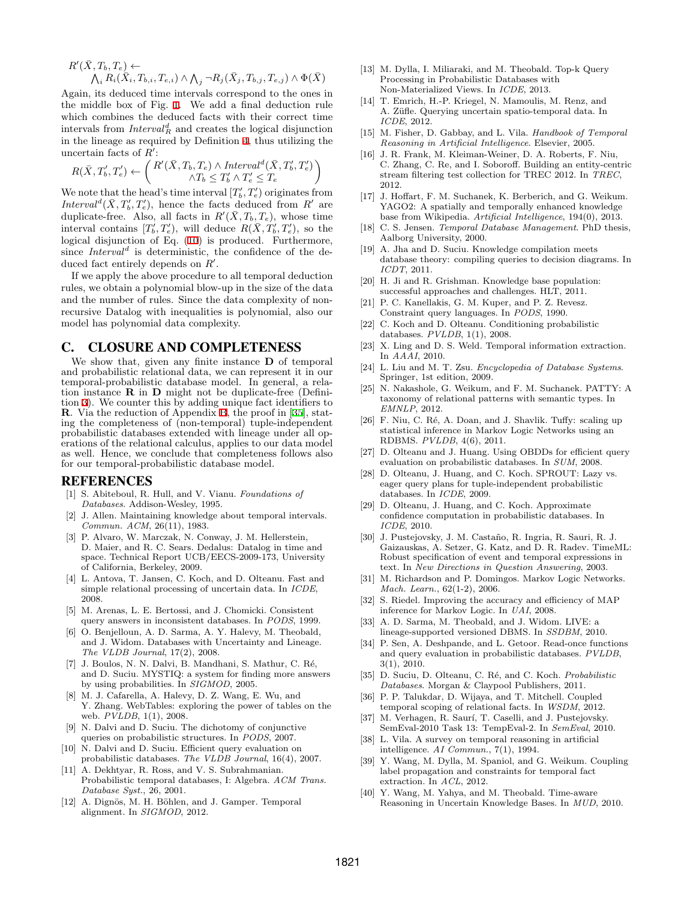$$R'(\bar{X}, T_b, T_e) \leftarrow \bigwedge_i R_i(\bar{X}_i, T_{b,i}, T_{e,i}) \wedge \bigwedge_j \neg R_j(\bar{X}_j, T_{b,j}, T_{e,j}) \wedge \Phi(\bar{X})$$

Again, its deduced time intervals correspond to the ones in the middle box of Fig. 1. We add a final deduction rule which combines the deduced facts with their correct time intervals from $Interval^d_R$ and creates the logical disjunction in the lineage as required by Definition 4, thus utilizing the uncertain facts of $R'$:

$$R(\bar{X}, T'_b, T'_e) \leftarrow \left( \begin{array}{c} R'(\bar{X}, T_b, T_e) \wedge Interval^d(\bar{X}, T'_b, T'_e) \\ \wedge T_b \leq T'_b \wedge T'_e \leq T_e \end{array} \right)$$

We note that the head's time interval $[T'_b, T'_e)$ originates from $Interval^d(\bar{X}, T'_b, T'_e)$, hence the facts deduced from $R'$ are duplicate-free. Also, all facts in $R'(\bar{X}, T_b, T_e)$, whose time interval contains $[T'_b, T'_e)$, will deduce $R(\bar{X}, T'_b, T'_e)$, so the logical disjunction of Eq. (10) is produced. Furthermore, since $Interval^d$ is deterministic, the confidence of the deduced fact entirely depends on $R'$.

If we apply the above procedure to all temporal deduction rules, we obtain a polynomial blow-up in the size of the data and the number of rules. Since the data complexity of non-recursive Datalog with inequalities is polynomial, also our model has polynomial data complexity.

# C. CLOSURE AND COMPLETENESS

We show that, given any finite instance **D** of temporal and probabilistic relational data, we can represent it in our temporal-probabilistic database model. In general, a relation instance **R** in **D** might not be duplicate-free (Definition 3). We counter this by adding unique fact identifiers to **R**. Via the reduction of Appendix B, the proof in [35], stating the completeness of (non-temporal) tuple-independent probabilistic databases extended with lineage under all operations of the relational calculus, applies to our data model as well. Hence, we conclude that completeness follows also for our temporal-probabilistic database model.

# REFERENCES

[1] S. Abiteboul, R. Hull, and V. Vianu. *Foundations of Databases*. Addison-Wesley, 1995.

[2] J. Allen. Maintaining knowledge about temporal intervals. *Commun. ACM*, 26(11), 1983.

[3] P. Alvaro, W. Marczak, N. Conway, J. M. Hellerstein, D. Maier, and R. C. Sears. Dedalus: Datalog in time and space. Technical Report UCB/EECS-2009-173, University of California, Berkeley, 2009.

[4] L. Antova, T. Jansen, C. Koch, and D. Olteanu. Fast and simple relational processing of uncertain data. In *ICDE*, 2008.

[5] M. Arenas, L. E. Bertossi, and J. Chomicki. Consistent query answers in inconsistent databases. In *PODS*, 1999.

[6] O. Benjelloun, A. D. Sarma, A. Y. Halevy, M. Theobald, and J. Widom. Databases with Uncertainty and Lineage. *The VLDB Journal*, 17(2), 2008.

[7] J. Boulos, N. N. Dalvi, B. Mandhani, S. Mathur, C. Ré, and D. Suciu. MYSTIQ: a system for finding more answers by using probabilities. In *SIGMOD*, 2005.

[8] M. J. Cafarella, A. Halevy, D. Z. Wang, E. Wu, and Y. Zhang. WebTables: exploring the power of tables on the web. *PVLDB*, 1(1), 2008.

[9] N. Dalvi and D. Suciu. The dichotomy of conjunctive queries on probabilistic structures. In *PODS*, 2007.

[10] N. Dalvi and D. Suciu. Efficient query evaluation on probabilistic databases. *The VLDB Journal*, 16(4), 2007.

[11] A. Dekhtyar, R. Ross, and V. S. Subrahmanian. Probabilistic temporal databases, I: Algebra. *ACM Trans. Database Syst.*, 26, 2001.

[12] A. Dignös, M. H. Böhlen, and J. Gamper. Temporal alignment. In *SIGMOD*, 2012.

[13] M. Dylla, I. Miliaraki, and M. Theobald. Top-k Query Processing in Probabilistic Databases with Non-Materialized Views. In *ICDE*, 2013.

[14] T. Emrich, H.-P. Kriegel, N. Mamoulis, M. Renz, and A. Züfle. Querying uncertain spatio-temporal data. In *ICDE*, 2012.

[15] M. Fisher, D. Gabbay, and L. Vila. *Handbook of Temporal Reasoning in Artificial Intelligence*. Elsevier, 2005.

[16] J. R. Frank, M. Kleiman-Weiner, D. A. Roberts, F. Niu, C. Zhang, C. Re, and I. Soboroff. Building an entity-centric stream filtering test collection for TREC 2012. In *TREC*, 2012.

[17] J. Hoffart, F. M. Suchanek, K. Berberich, and G. Weikum. YAGO2: A spatially and temporally enhanced knowledge base from Wikipedia. *Artificial Intelligence*, 194(0), 2013.

[18] C. S. Jensen. *Temporal Database Management*. PhD thesis, Aalborg University, 2000.

[19] A. Jha and D. Suciu. Knowledge compilation meets database theory: compiling queries to decision diagrams. In *ICDT*, 2011.

[20] H. Ji and R. Grishman. Knowledge base population: successful approaches and challenges. HLT, 2011.

[21] P. C. Kanellakis, G. M. Kuper, and P. Z. Revesz. Constraint query languages. In *PODS*, 1990.

[22] C. Koch and D. Olteanu. Conditioning probabilistic databases. *PVLDB*, 1(1), 2008.

[23] X. Ling and D. S. Weld. Temporal information extraction. In *AAAI*, 2010.

[24] L. Liu and M. T. Zsu. *Encyclopedia of Database Systems*. Springer, 1st edition, 2009.

[25] N. Nakashole, G. Weikum, and F. M. Suchanek. PATTY: A taxonomy of relational patterns with semantic types. In *EMNLP*, 2012.

[26] F. Niu, C. Ré, A. Doan, and J. Shavlik. Tuffy: scaling up statistical inference in Markov Logic Networks using an RDBMS. *PVLDB*, 4(6), 2011.

[27] D. Olteanu and J. Huang. Using OBDDs for efficient query evaluation on probabilistic databases. In *SUM*, 2008.

[28] D. Olteanu, J. Huang, and C. Koch. SPROUT: Lazy vs. eager query plans for tuple-independent probabilistic databases. In *ICDE*, 2009.

[29] D. Olteanu, J. Huang, and C. Koch. Approximate confidence computation in probabilistic databases. In *ICDE*, 2010.

[30] J. Pustejovsky, J. M. Castaño, R. Ingria, R. Sauri, R. J. Gaizauskas, A. Setzer, G. Katz, and D. R. Radev. TimeML: Robust specification of event and temporal expressions in text. In *New Directions in Question Answering*, 2003.

[31] M. Richardson and P. Domingos. Markov Logic Networks. *Mach. Learn.*, 62(1-2), 2006.

[32] S. Riedel. Improving the accuracy and efficiency of MAP inference for Markov Logic. In *UAI*, 2008.

[33] A. D. Sarma, M. Theobald, and J. Widom. LIVE: a lineage-supported versioned DBMS. In *SSDBM*, 2010.

[34] P. Sen, A. Deshpande, and L. Getoor. Read-once functions and query evaluation in probabilistic databases. *PVLDB*, 3(1), 2010.

[35] D. Suciu, D. Olteanu, C. Ré, and C. Koch. *Probabilistic Databases*. Morgan & Claypool Publishers, 2011.

[36] P. P. Talukdar, D. Wijaya, and T. Mitchell. Coupled temporal scoping of relational facts. In *WSDM*, 2012.

[37] M. Verhagen, R. Saurí, T. Caselli, and J. Pustejovsky. SemEval-2010 Task 13: TempEval-2. In *SemEval*, 2010.

[38] L. Vila. A survey on temporal reasoning in artificial intelligence. *AI Commun.*, 7(1), 1994.

[39] Y. Wang, M. Dylla, M. Spaniol, and G. Weikum. Coupling label propagation and constraints for temporal fact extraction. In *ACL*, 2012.

[40] Y. Wang, M. Yahya, and M. Theobald. Time-aware Reasoning in Uncertain Knowledge Bases. In *MUD*, 2010.